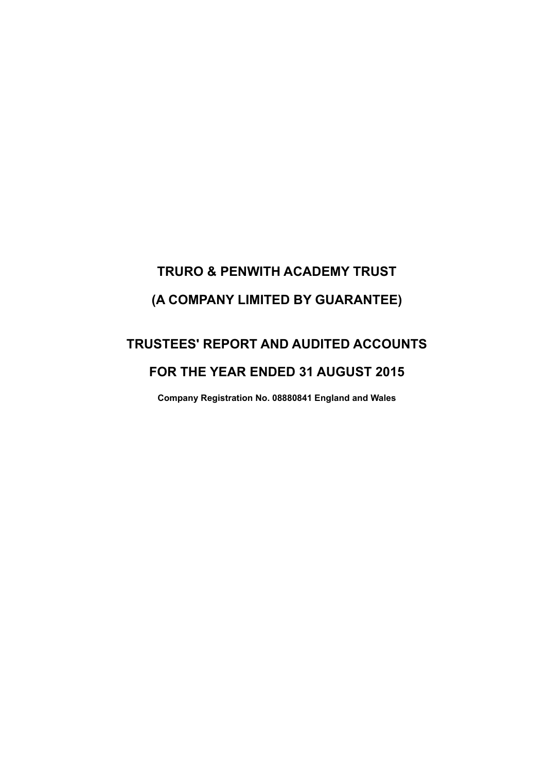# TRURO & PENWITH ACADEMY TRUST

# (A COMPANY LIMITED BY GUARANTEE)

# TRUSTEES' REPORT AND AUDITED ACCOUNTS

# FOR THE YEAR ENDED 31 AUGUST 2015

**Company Registration No. 08880841 England and Wales**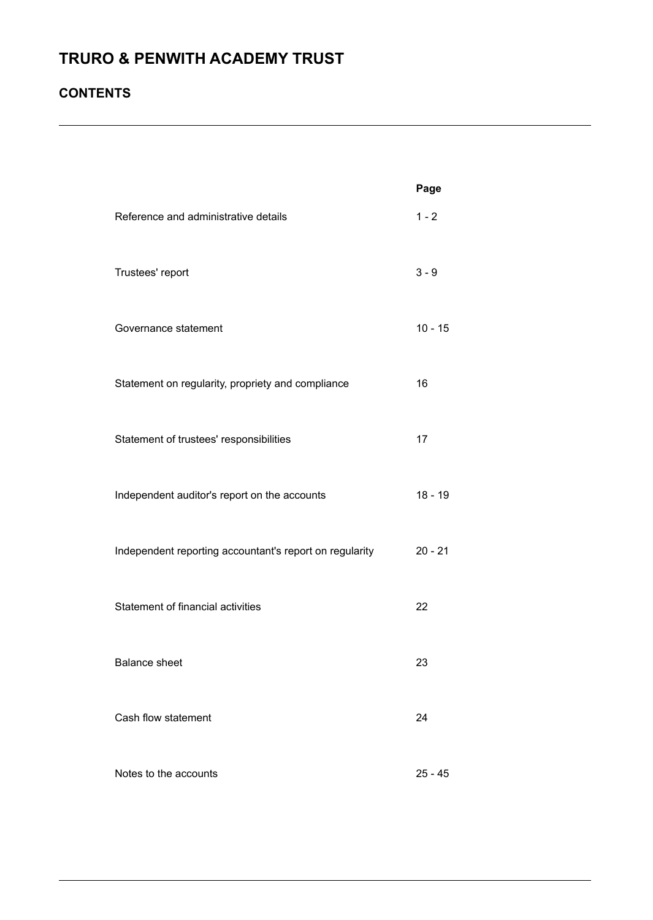# TRURO & PENWITH ACADEMY TRUST

## CONTENTS

| | Page |
|---|---|
| Reference and administrative details | 1 - 2 |
| Trustees' report | 3 - 9 |
| Governance statement | 10 - 15 |
| Statement on regularity, propriety and compliance | 16 |
| Statement of trustees' responsibilities | 17 |
| Independent auditor's report on the accounts | 18 - 19 |
| Independent reporting accountant's report on regularity | 20 - 21 |
| Statement of financial activities | 22 |
| Balance sheet | 23 |
| Cash flow statement | 24 |
| Notes to the accounts | 25 - 45 |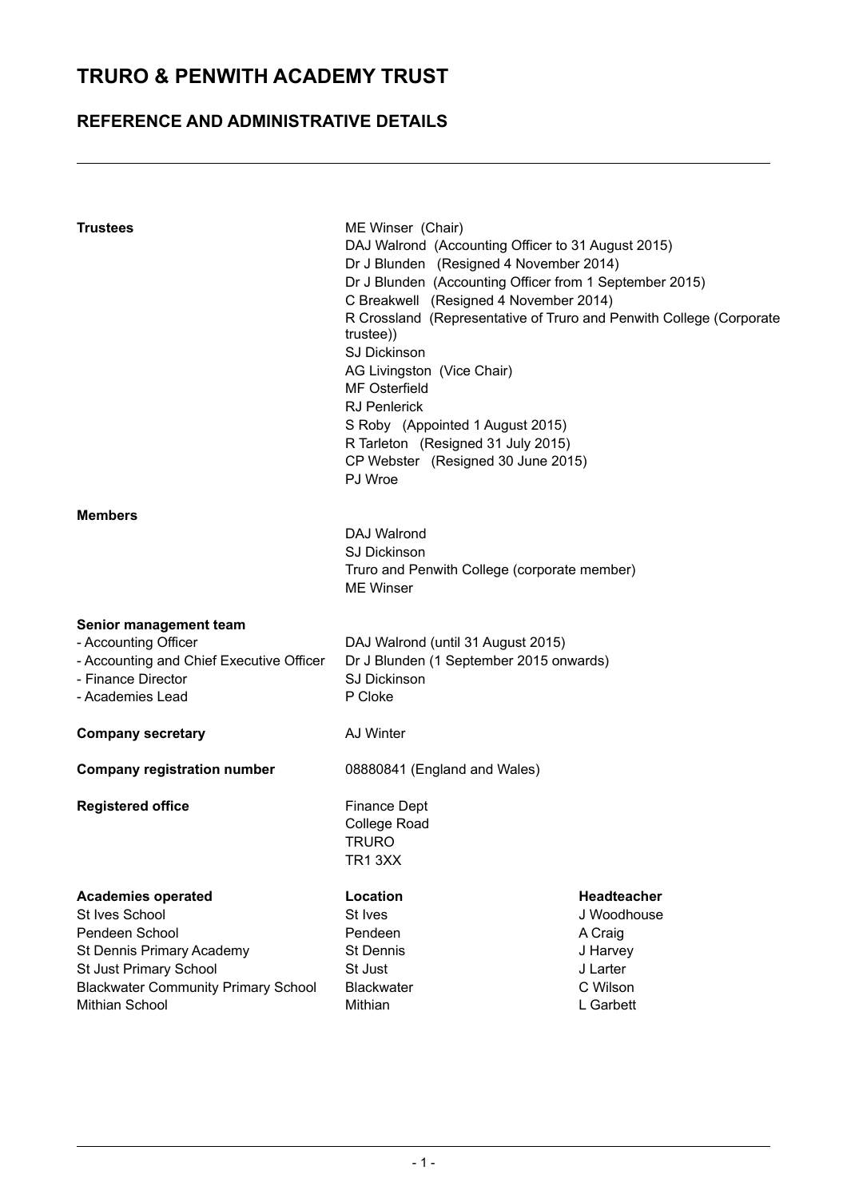# TRURO & PENWITH ACADEMY TRUST

## REFERENCE AND ADMINISTRATIVE DETAILS

| | |
|---|---|
| **Trustees** | ME Winser (Chair)<br>DAJ Walrond (Accounting Officer to 31 August 2015)<br>Dr J Blunden (Resigned 4 November 2014)<br>Dr J Blunden (Accounting Officer from 1 September 2015)<br>C Breakwell (Resigned 4 November 2014)<br>R Crossland (Representative of Truro and Penwith College (Corporate trustee))<br>SJ Dickinson<br>AG Livingston (Vice Chair)<br>MF Osterfield<br>RJ Penlerick<br>S Roby (Appointed 1 August 2015)<br>R Tarleton (Resigned 31 July 2015)<br>CP Webster (Resigned 30 June 2015)<br>PJ Wroe |
| **Members** | DAJ Walrond<br>SJ Dickinson<br>Truro and Penwith College (corporate member)<br>ME Winser |
| **Senior management team** | |
| - Accounting Officer | DAJ Walrond (until 31 August 2015) |
| - Accounting and Chief Executive Officer | Dr J Blunden (1 September 2015 onwards) |
| - Finance Director | SJ Dickinson |
| - Academies Lead | P Cloke |
| **Company secretary** | AJ Winter |
| **Company registration number** | 08880841 (England and Wales) |
| **Registered office** | Finance Dept<br>College Road<br>TRURO<br>TR1 3XX |

| **Academies operated** | **Location** | **Headteacher** |
|---|---|---|
| St Ives School | St Ives | J Woodhouse |
| Pendeen School | Pendeen | A Craig |
| St Dennis Primary Academy | St Dennis | J Harvey |
| St Just Primary School | St Just | J Larter |
| Blackwater Community Primary School | Blackwater | C Wilson |
| Mithian School | Mithian | L Garbett |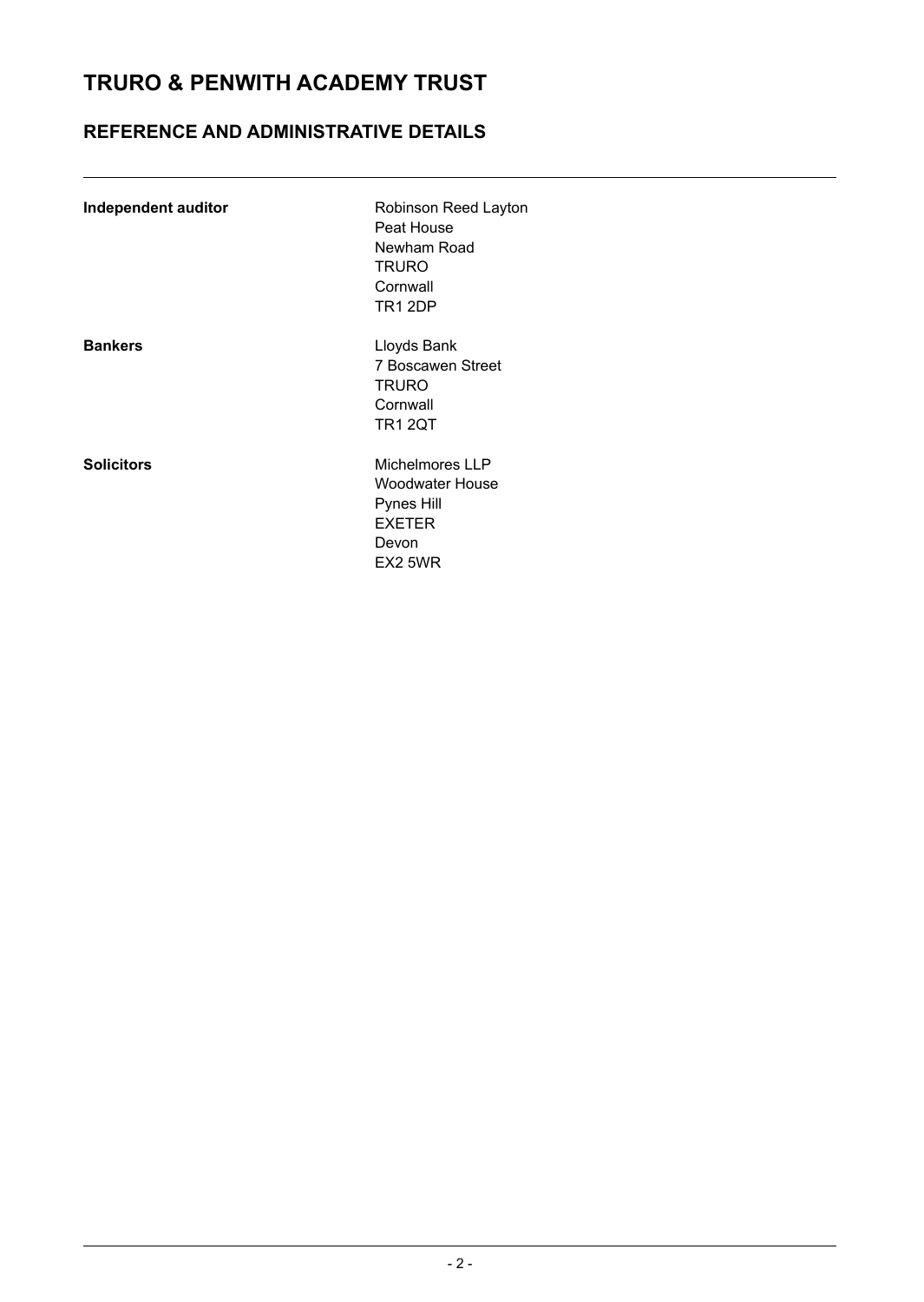# TRURO & PENWITH ACADEMY TRUST

## REFERENCE AND ADMINISTRATIVE DETAILS

---

**Independent auditor**

Robinson Reed Layton
Peat House
Newham Road
TRURO
Cornwall
TR1 2DP

**Bankers**

Lloyds Bank
7 Boscawen Street
TRURO
Cornwall
TR1 2QT

**Solicitors**

Michelmores LLP
Woodwater House
Pynes Hill
EXETER
Devon
EX2 5WR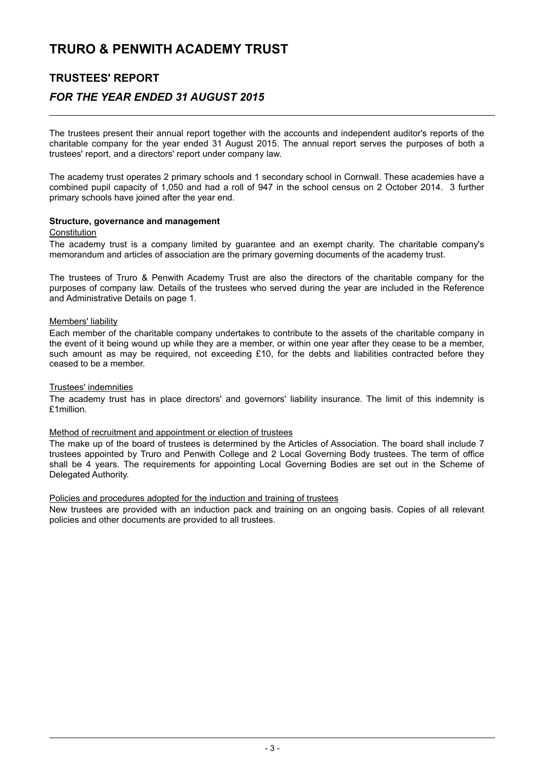# TRURO & PENWITH ACADEMY TRUST

## TRUSTEES' REPORT

## *FOR THE YEAR ENDED 31 AUGUST 2015*

The trustees present their annual report together with the accounts and independent auditor's reports of the charitable company for the year ended 31 August 2015. The annual report serves the purposes of both a trustees' report, and a directors' report under company law.

The academy trust operates 2 primary schools and 1 secondary school in Cornwall. These academies have a combined pupil capacity of 1,050 and had a roll of 947 in the school census on 2 October 2014. 3 further primary schools have joined after the year end.

**Structure, governance and management**

Constitution

The academy trust is a company limited by guarantee and an exempt charity. The charitable company's memorandum and articles of association are the primary governing documents of the academy trust.

The trustees of Truro & Penwith Academy Trust are also the directors of the charitable company for the purposes of company law. Details of the trustees who served during the year are included in the Reference and Administrative Details on page 1.

Members' liability

Each member of the charitable company undertakes to contribute to the assets of the charitable company in the event of it being wound up while they are a member, or within one year after they cease to be a member, such amount as may be required, not exceeding £10, for the debts and liabilities contracted before they ceased to be a member.

Trustees' indemnities

The academy trust has in place directors' and governors' liability insurance. The limit of this indemnity is £1million.

Method of recruitment and appointment or election of trustees

The make up of the board of trustees is determined by the Articles of Association. The board shall include 7 trustees appointed by Truro and Penwith College and 2 Local Governing Body trustees. The term of office shall be 4 years. The requirements for appointing Local Governing Bodies are set out in the Scheme of Delegated Authority.

Policies and procedures adopted for the induction and training of trustees

New trustees are provided with an induction pack and training on an ongoing basis. Copies of all relevant policies and other documents are provided to all trustees.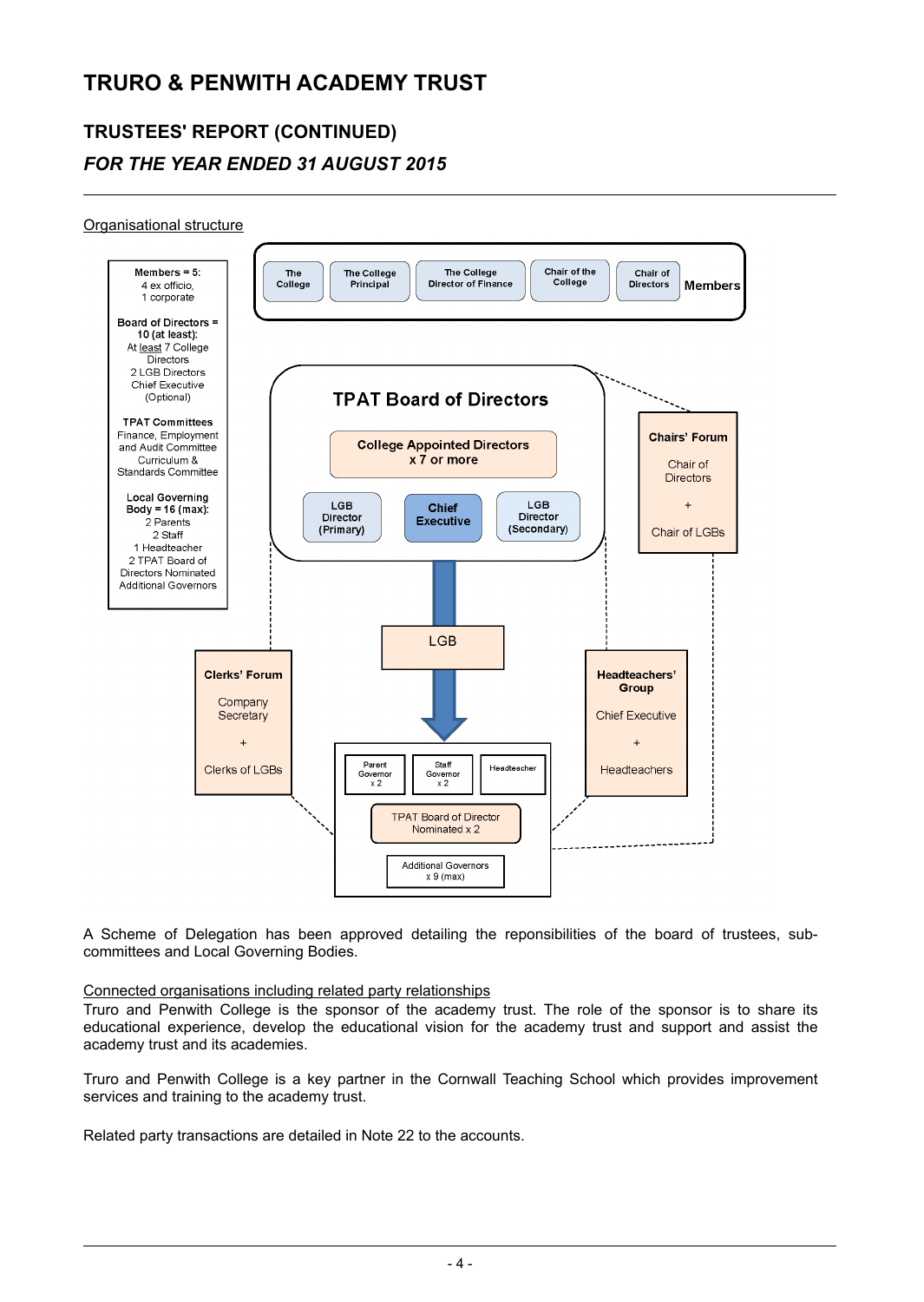# TRURO & PENWITH ACADEMY TRUST

## TRUSTEES' REPORT (CONTINUED)

### *FOR THE YEAR ENDED 31 AUGUST 2015*

Organisational structure

**Members = 5:**
4 ex officio,
1 corporate

**Board of Directors = 10 (at least):**
At least 7 College Directors
2 LGB Directors
Chief Executive (Optional)

**TPAT Committees**
Finance, Employment and Audit Committee
Curriculum & Standards Committee

**Local Governing Body = 16 (max):**
2 Parents
2 Staff
1 Headteacher
2 TPAT Board of Directors Nominated
Additional Governors

**Members:** The College | The College Principal | The College Director of Finance | Chair of the College | Chair of Directors

**TPAT Board of Directors**
- College Appointed Directors x 7 or more
- LGB Director (Primary)
- Chief Executive
- LGB Director (Secondary)

**Chairs' Forum**
Chair of Directors
+
Chair of LGBs

**LGB**

**Clerks' Forum**
Company Secretary
+
Clerks of LGBs

**Headteachers' Group**
Chief Executive
+
Headteachers

- Parent Governor x 2
- Staff Governor x 2
- Headteacher
- TPAT Board of Director Nominated x 2
- Additional Governors x 9 (max)

A Scheme of Delegation has been approved detailing the reponsibilities of the board of trustees, sub-committees and Local Governing Bodies.

Connected organisations including related party relationships

Truro and Penwith College is the sponsor of the academy trust. The role of the sponsor is to share its educational experience, develop the educational vision for the academy trust and support and assist the academy trust and its academies.

Truro and Penwith College is a key partner in the Cornwall Teaching School which provides improvement services and training to the academy trust.

Related party transactions are detailed in Note 22 to the accounts.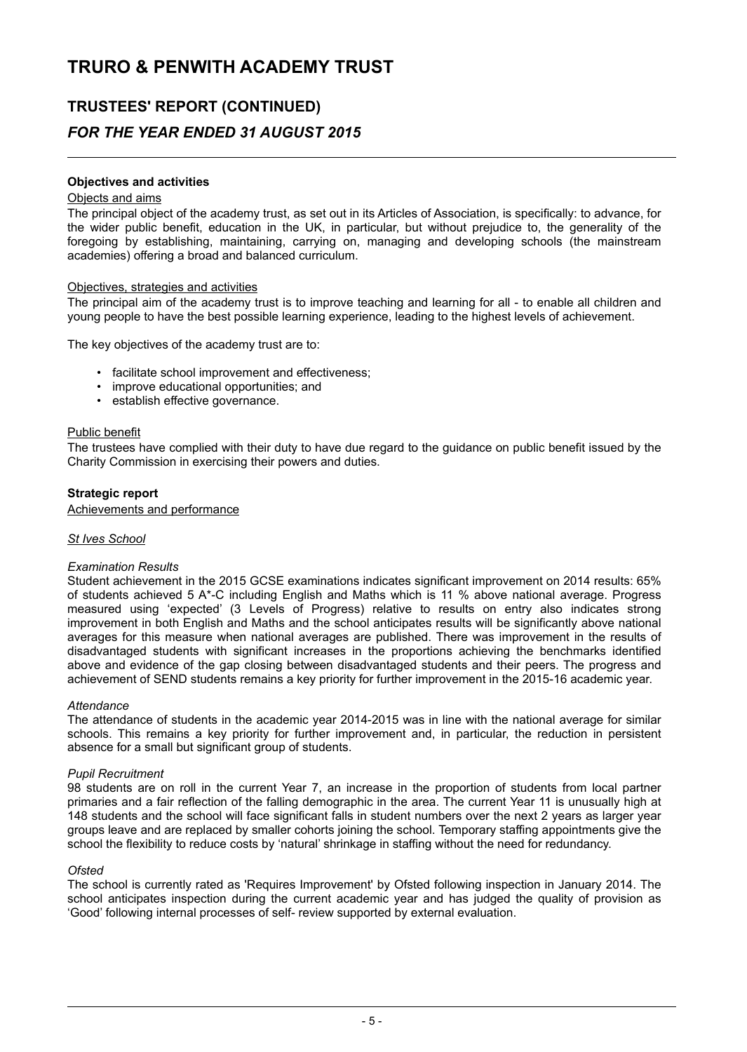# TRURO & PENWITH ACADEMY TRUST

## TRUSTEES' REPORT (CONTINUED)

### *FOR THE YEAR ENDED 31 AUGUST 2015*

---

**Objectives and activities**

Objects and aims

The principal object of the academy trust, as set out in its Articles of Association, is specifically: to advance, for the wider public benefit, education in the UK, in particular, but without prejudice to, the generality of the foregoing by establishing, maintaining, carrying on, managing and developing schools (the mainstream academies) offering a broad and balanced curriculum.

Objectives, strategies and activities

The principal aim of the academy trust is to improve teaching and learning for all - to enable all children and young people to have the best possible learning experience, leading to the highest levels of achievement.

The key objectives of the academy trust are to:

- facilitate school improvement and effectiveness;
- improve educational opportunities; and
- establish effective governance.

Public benefit

The trustees have complied with their duty to have due regard to the guidance on public benefit issued by the Charity Commission in exercising their powers and duties.

**Strategic report**

Achievements and performance

*St Ives School*

*Examination Results*

Student achievement in the 2015 GCSE examinations indicates significant improvement on 2014 results: 65% of students achieved 5 A*-C including English and Maths which is 11 % above national average. Progress measured using 'expected' (3 Levels of Progress) relative to results on entry also indicates strong improvement in both English and Maths and the school anticipates results will be significantly above national averages for this measure when national averages are published. There was improvement in the results of disadvantaged students with significant increases in the proportions achieving the benchmarks identified above and evidence of the gap closing between disadvantaged students and their peers. The progress and achievement of SEND students remains a key priority for further improvement in the 2015-16 academic year.

*Attendance*

The attendance of students in the academic year 2014-2015 was in line with the national average for similar schools. This remains a key priority for further improvement and, in particular, the reduction in persistent absence for a small but significant group of students.

*Pupil Recruitment*

98 students are on roll in the current Year 7, an increase in the proportion of students from local partner primaries and a fair reflection of the falling demographic in the area. The current Year 11 is unusually high at 148 students and the school will face significant falls in student numbers over the next 2 years as larger year groups leave and are replaced by smaller cohorts joining the school. Temporary staffing appointments give the school the flexibility to reduce costs by 'natural' shrinkage in staffing without the need for redundancy.

*Ofsted*

The school is currently rated as 'Requires Improvement' by Ofsted following inspection in January 2014. The school anticipates inspection during the current academic year and has judged the quality of provision as 'Good' following internal processes of self- review supported by external evaluation.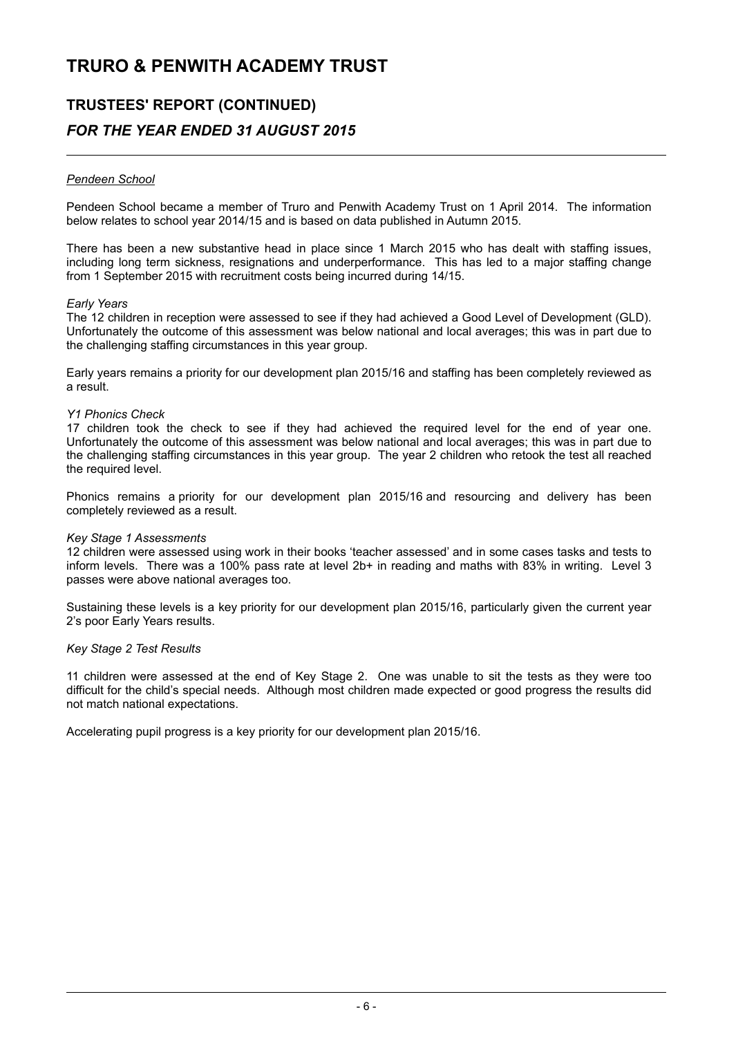*Pendeen School*

Pendeen School became a member of Truro and Penwith Academy Trust on 1 April 2014. The information below relates to school year 2014/15 and is based on data published in Autumn 2015.

There has been a new substantive head in place since 1 March 2015 who has dealt with staffing issues, including long term sickness, resignations and underperformance. This has led to a major staffing change from 1 September 2015 with recruitment costs being incurred during 14/15.

*Early Years*
The 12 children in reception were assessed to see if they had achieved a Good Level of Development (GLD). Unfortunately the outcome of this assessment was below national and local averages; this was in part due to the challenging staffing circumstances in this year group.

Early years remains a priority for our development plan 2015/16 and staffing has been completely reviewed as a result.

*Y1 Phonics Check*
17 children took the check to see if they had achieved the required level for the end of year one. Unfortunately the outcome of this assessment was below national and local averages; this was in part due to the challenging staffing circumstances in this year group. The year 2 children who retook the test all reached the required level.

Phonics remains a priority for our development plan 2015/16 and resourcing and delivery has been completely reviewed as a result.

*Key Stage 1 Assessments*
12 children were assessed using work in their books 'teacher assessed' and in some cases tasks and tests to inform levels. There was a 100% pass rate at level 2b+ in reading and maths with 83% in writing. Level 3 passes were above national averages too.

Sustaining these levels is a key priority for our development plan 2015/16, particularly given the current year 2's poor Early Years results.

*Key Stage 2 Test Results*

11 children were assessed at the end of Key Stage 2. One was unable to sit the tests as they were too difficult for the child's special needs. Although most children made expected or good progress the results did not match national expectations.

Accelerating pupil progress is a key priority for our development plan 2015/16.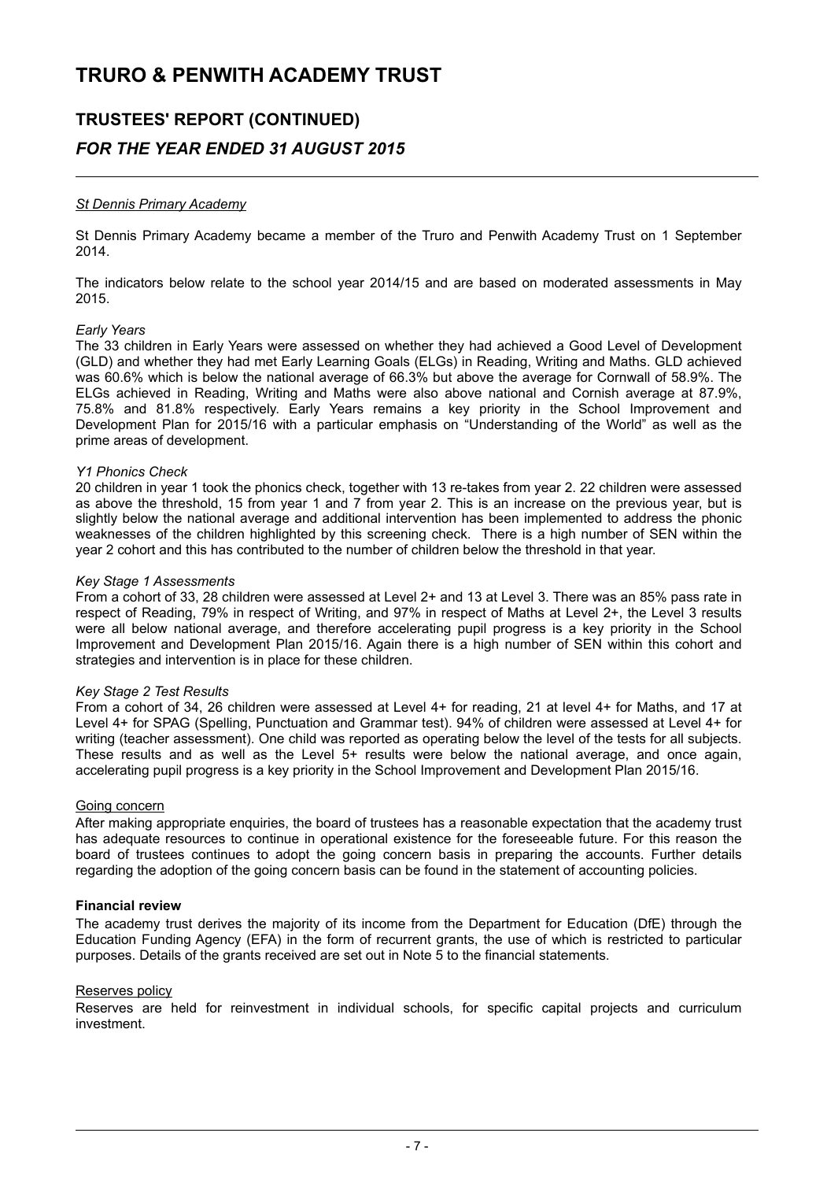### *St Dennis Primary Academy*

St Dennis Primary Academy became a member of the Truro and Penwith Academy Trust on 1 September 2014.

The indicators below relate to the school year 2014/15 and are based on moderated assessments in May 2015.

*Early Years*

The 33 children in Early Years were assessed on whether they had achieved a Good Level of Development (GLD) and whether they had met Early Learning Goals (ELGs) in Reading, Writing and Maths. GLD achieved was 60.6% which is below the national average of 66.3% but above the average for Cornwall of 58.9%. The ELGs achieved in Reading, Writing and Maths were also above national and Cornish average at 87.9%, 75.8% and 81.8% respectively. Early Years remains a key priority in the School Improvement and Development Plan for 2015/16 with a particular emphasis on "Understanding of the World" as well as the prime areas of development.

*Y1 Phonics Check*

20 children in year 1 took the phonics check, together with 13 re-takes from year 2. 22 children were assessed as above the threshold, 15 from year 1 and 7 from year 2. This is an increase on the previous year, but is slightly below the national average and additional intervention has been implemented to address the phonic weaknesses of the children highlighted by this screening check. There is a high number of SEN within the year 2 cohort and this has contributed to the number of children below the threshold in that year.

*Key Stage 1 Assessments*

From a cohort of 33, 28 children were assessed at Level 2+ and 13 at Level 3. There was an 85% pass rate in respect of Reading, 79% in respect of Writing, and 97% in respect of Maths at Level 2+, the Level 3 results were all below national average, and therefore accelerating pupil progress is a key priority in the School Improvement and Development Plan 2015/16. Again there is a high number of SEN within this cohort and strategies and intervention is in place for these children.

*Key Stage 2 Test Results*

From a cohort of 34, 26 children were assessed at Level 4+ for reading, 21 at level 4+ for Maths, and 17 at Level 4+ for SPAG (Spelling, Punctuation and Grammar test). 94% of children were assessed at Level 4+ for writing (teacher assessment). One child was reported as operating below the level of the tests for all subjects. These results and as well as the Level 5+ results were below the national average, and once again, accelerating pupil progress is a key priority in the School Improvement and Development Plan 2015/16.

### Going concern

After making appropriate enquiries, the board of trustees has a reasonable expectation that the academy trust has adequate resources to continue in operational existence for the foreseeable future. For this reason the board of trustees continues to adopt the going concern basis in preparing the accounts. Further details regarding the adoption of the going concern basis can be found in the statement of accounting policies.

## **Financial review**

The academy trust derives the majority of its income from the Department for Education (DfE) through the Education Funding Agency (EFA) in the form of recurrent grants, the use of which is restricted to particular purposes. Details of the grants received are set out in Note 5 to the financial statements.

### Reserves policy

Reserves are held for reinvestment in individual schools, for specific capital projects and curriculum investment.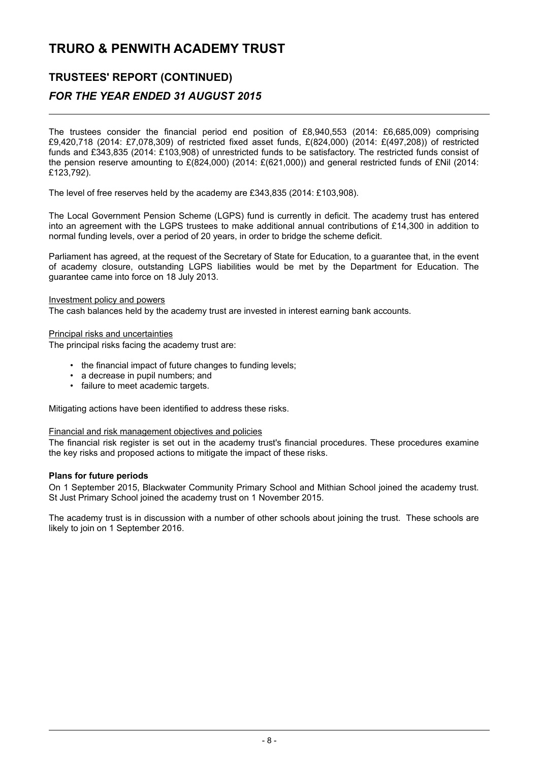# TRURO & PENWITH ACADEMY TRUST

## TRUSTEES' REPORT (CONTINUED)

### *FOR THE YEAR ENDED 31 AUGUST 2015*

The trustees consider the financial period end position of £8,940,553 (2014: £6,685,009) comprising £9,420,718 (2014: £7,078,309) of restricted fixed asset funds, £(824,000) (2014: £(497,208)) of restricted funds and £343,835 (2014: £103,908) of unrestricted funds to be satisfactory. The restricted funds consist of the pension reserve amounting to £(824,000) (2014: £(621,000)) and general restricted funds of £Nil (2014: £123,792).

The level of free reserves held by the academy are £343,835 (2014: £103,908).

The Local Government Pension Scheme (LGPS) fund is currently in deficit. The academy trust has entered into an agreement with the LGPS trustees to make additional annual contributions of £14,300 in addition to normal funding levels, over a period of 20 years, in order to bridge the scheme deficit.

Parliament has agreed, at the request of the Secretary of State for Education, to a guarantee that, in the event of academy closure, outstanding LGPS liabilities would be met by the Department for Education. The guarantee came into force on 18 July 2013.

Investment policy and powers

The cash balances held by the academy trust are invested in interest earning bank accounts.

Principal risks and uncertainties

The principal risks facing the academy trust are:

- the financial impact of future changes to funding levels;
- a decrease in pupil numbers; and
- failure to meet academic targets.

Mitigating actions have been identified to address these risks.

Financial and risk management objectives and policies

The financial risk register is set out in the academy trust's financial procedures. These procedures examine the key risks and proposed actions to mitigate the impact of these risks.

**Plans for future periods**

On 1 September 2015, Blackwater Community Primary School and Mithian School joined the academy trust. St Just Primary School joined the academy trust on 1 November 2015.

The academy trust is in discussion with a number of other schools about joining the trust. These schools are likely to join on 1 September 2016.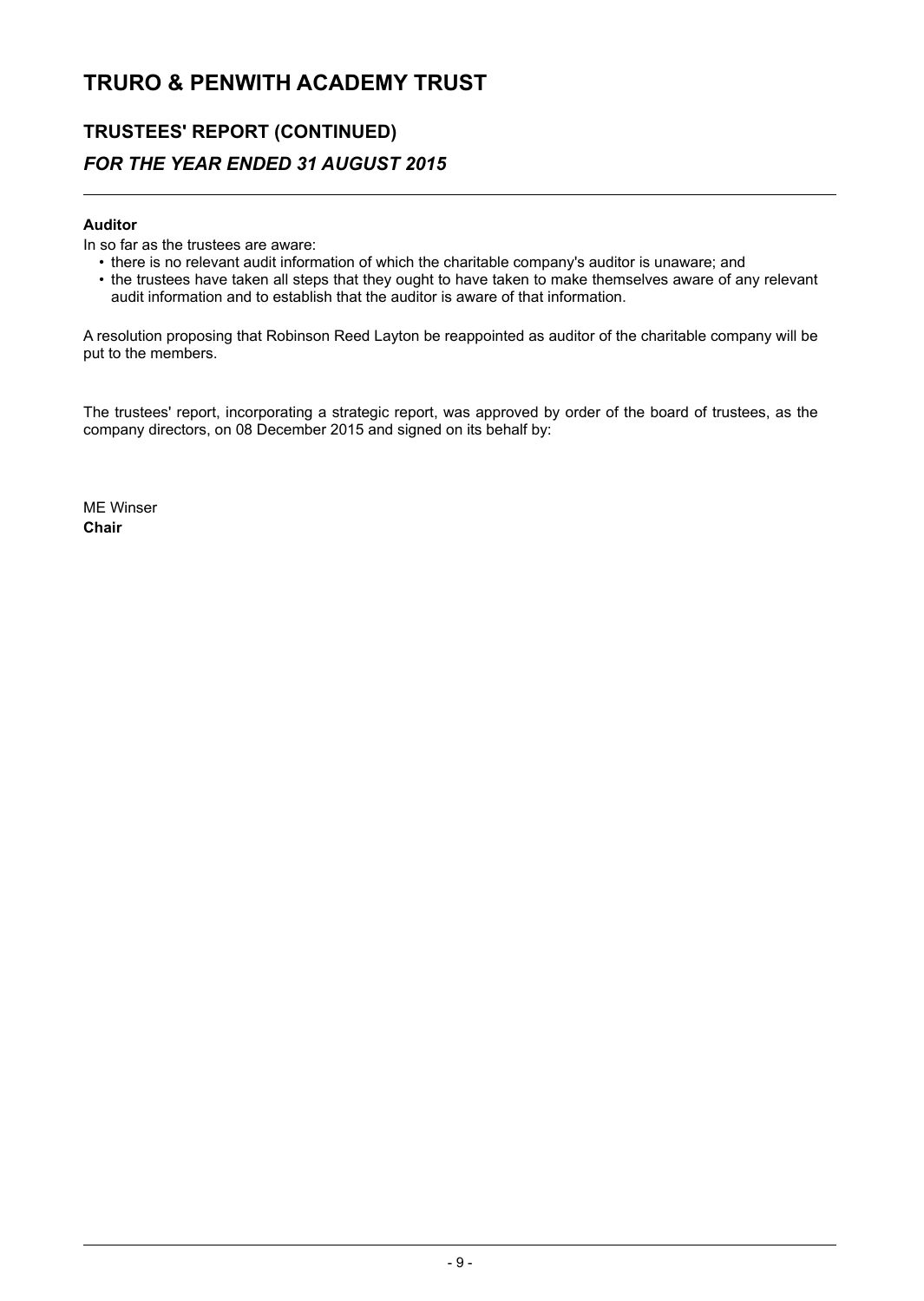# TRURO & PENWITH ACADEMY TRUST

## TRUSTEES' REPORT (CONTINUED)

### *FOR THE YEAR ENDED 31 AUGUST 2015*

**Auditor**

In so far as the trustees are aware:

- there is no relevant audit information of which the charitable company's auditor is unaware; and
- the trustees have taken all steps that they ought to have taken to make themselves aware of any relevant audit information and to establish that the auditor is aware of that information.

A resolution proposing that Robinson Reed Layton be reappointed as auditor of the charitable company will be put to the members.

The trustees' report, incorporating a strategic report, was approved by order of the board of trustees, as the company directors, on 08 December 2015 and signed on its behalf by:

ME Winser
**Chair**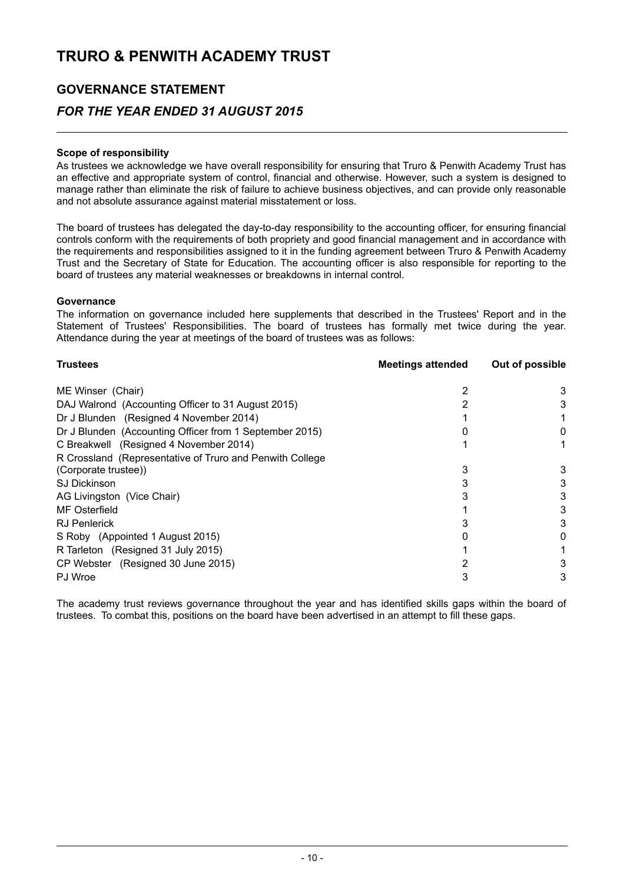# TRURO & PENWITH ACADEMY TRUST

## GOVERNANCE STATEMENT

### *FOR THE YEAR ENDED 31 AUGUST 2015*

**Scope of responsibility**

As trustees we acknowledge we have overall responsibility for ensuring that Truro & Penwith Academy Trust has an effective and appropriate system of control, financial and otherwise. However, such a system is designed to manage rather than eliminate the risk of failure to achieve business objectives, and can provide only reasonable and not absolute assurance against material misstatement or loss.

The board of trustees has delegated the day-to-day responsibility to the accounting officer, for ensuring financial controls conform with the requirements of both propriety and good financial management and in accordance with the requirements and responsibilities assigned to it in the funding agreement between Truro & Penwith Academy Trust and the Secretary of State for Education. The accounting officer is also responsible for reporting to the board of trustees any material weaknesses or breakdowns in internal control.

**Governance**

The information on governance included here supplements that described in the Trustees' Report and in the Statement of Trustees' Responsibilities. The board of trustees has formally met twice during the year. Attendance during the year at meetings of the board of trustees was as follows:

| Trustees | Meetings attended | Out of possible |
|---|---|---|
| ME Winser (Chair) | 2 | 3 |
| DAJ Walrond (Accounting Officer to 31 August 2015) | 2 | 3 |
| Dr J Blunden (Resigned 4 November 2014) | 1 | 1 |
| Dr J Blunden (Accounting Officer from 1 September 2015) | 0 | 0 |
| C Breakwell (Resigned 4 November 2014) | 1 | 1 |
| R Crossland (Representative of Truro and Penwith College (Corporate trustee)) | 3 | 3 |
| SJ Dickinson | 3 | 3 |
| AG Livingston (Vice Chair) | 3 | 3 |
| MF Osterfield | 1 | 3 |
| RJ Penlerick | 3 | 3 |
| S Roby (Appointed 1 August 2015) | 0 | 0 |
| R Tarleton (Resigned 31 July 2015) | 1 | 1 |
| CP Webster (Resigned 30 June 2015) | 2 | 3 |
| PJ Wroe | 3 | 3 |

The academy trust reviews governance throughout the year and has identified skills gaps within the board of trustees. To combat this, positions on the board have been advertised in an attempt to fill these gaps.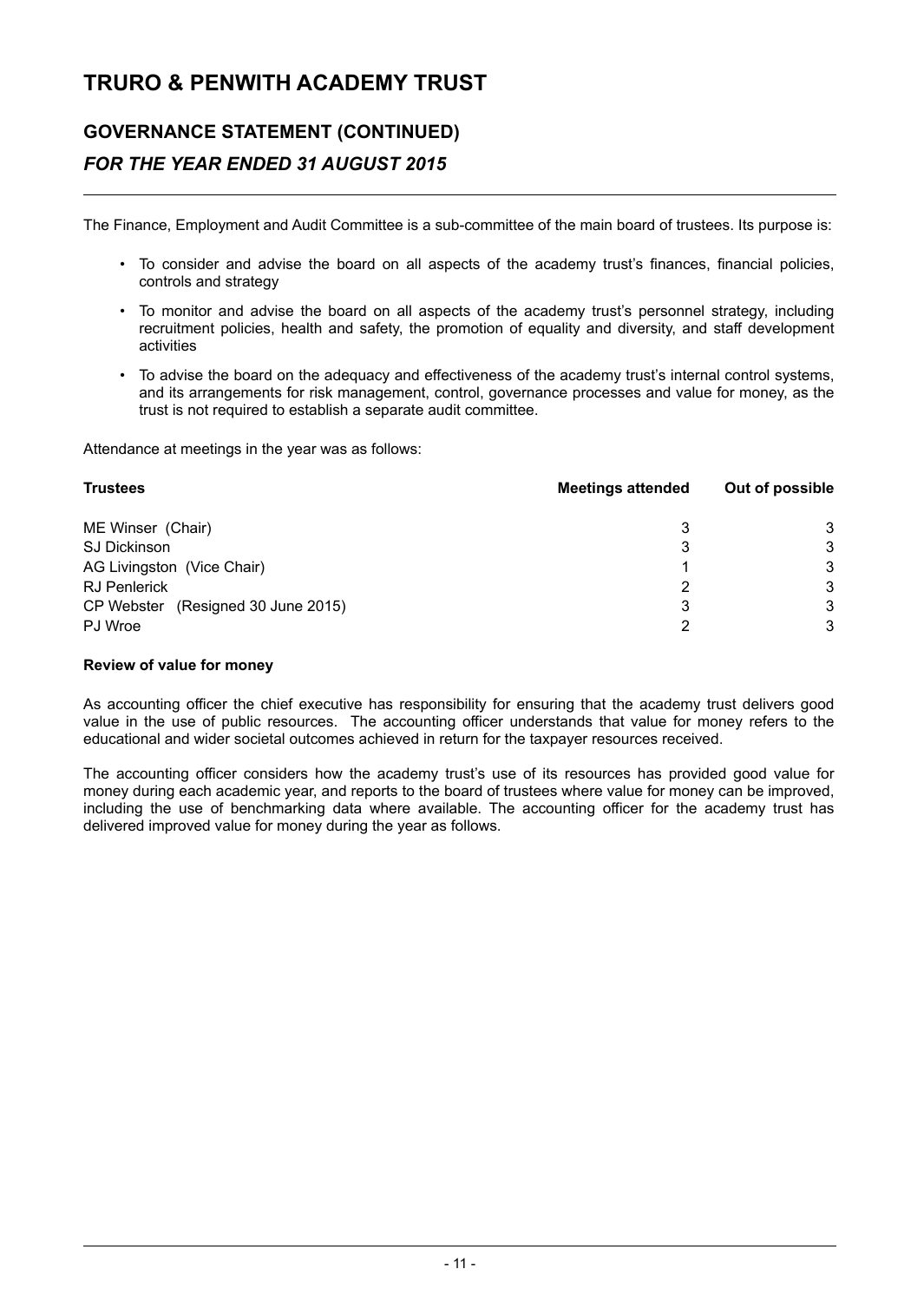# TRURO & PENWITH ACADEMY TRUST

## GOVERNANCE STATEMENT (CONTINUED)

### *FOR THE YEAR ENDED 31 AUGUST 2015*

The Finance, Employment and Audit Committee is a sub-committee of the main board of trustees. Its purpose is:

- To consider and advise the board on all aspects of the academy trust's finances, financial policies, controls and strategy
- To monitor and advise the board on all aspects of the academy trust's personnel strategy, including recruitment policies, health and safety, the promotion of equality and diversity, and staff development activities
- To advise the board on the adequacy and effectiveness of the academy trust's internal control systems, and its arrangements for risk management, control, governance processes and value for money, as the trust is not required to establish a separate audit committee.

Attendance at meetings in the year was as follows:

| Trustees | Meetings attended | Out of possible |
|---|---|---|
| ME Winser (Chair) | 3 | 3 |
| SJ Dickinson | 3 | 3 |
| AG Livingston (Vice Chair) | 1 | 3 |
| RJ Penlerick | 2 | 3 |
| CP Webster (Resigned 30 June 2015) | 3 | 3 |
| PJ Wroe | 2 | 3 |

**Review of value for money**

As accounting officer the chief executive has responsibility for ensuring that the academy trust delivers good value in the use of public resources. The accounting officer understands that value for money refers to the educational and wider societal outcomes achieved in return for the taxpayer resources received.

The accounting officer considers how the academy trust's use of its resources has provided good value for money during each academic year, and reports to the board of trustees where value for money can be improved, including the use of benchmarking data where available. The accounting officer for the academy trust has delivered improved value for money during the year as follows.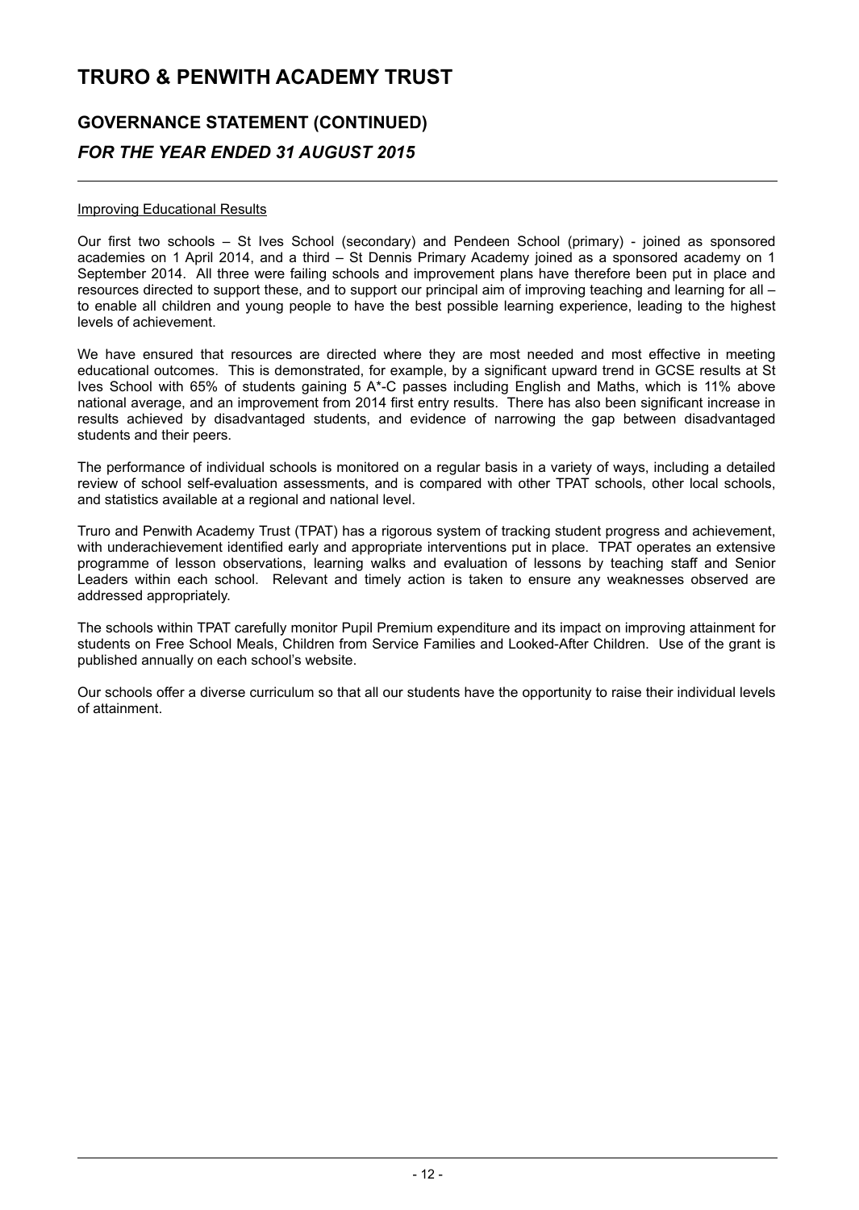# TRURO & PENWITH ACADEMY TRUST

## GOVERNANCE STATEMENT (CONTINUED)

### *FOR THE YEAR ENDED 31 AUGUST 2015*

Improving Educational Results

Our first two schools – St Ives School (secondary) and Pendeen School (primary) - joined as sponsored academies on 1 April 2014, and a third – St Dennis Primary Academy joined as a sponsored academy on 1 September 2014. All three were failing schools and improvement plans have therefore been put in place and resources directed to support these, and to support our principal aim of improving teaching and learning for all – to enable all children and young people to have the best possible learning experience, leading to the highest levels of achievement.

We have ensured that resources are directed where they are most needed and most effective in meeting educational outcomes. This is demonstrated, for example, by a significant upward trend in GCSE results at St Ives School with 65% of students gaining 5 A*-C passes including English and Maths, which is 11% above national average, and an improvement from 2014 first entry results. There has also been significant increase in results achieved by disadvantaged students, and evidence of narrowing the gap between disadvantaged students and their peers.

The performance of individual schools is monitored on a regular basis in a variety of ways, including a detailed review of school self-evaluation assessments, and is compared with other TPAT schools, other local schools, and statistics available at a regional and national level.

Truro and Penwith Academy Trust (TPAT) has a rigorous system of tracking student progress and achievement, with underachievement identified early and appropriate interventions put in place. TPAT operates an extensive programme of lesson observations, learning walks and evaluation of lessons by teaching staff and Senior Leaders within each school. Relevant and timely action is taken to ensure any weaknesses observed are addressed appropriately.

The schools within TPAT carefully monitor Pupil Premium expenditure and its impact on improving attainment for students on Free School Meals, Children from Service Families and Looked-After Children. Use of the grant is published annually on each school's website.

Our schools offer a diverse curriculum so that all our students have the opportunity to raise their individual levels of attainment.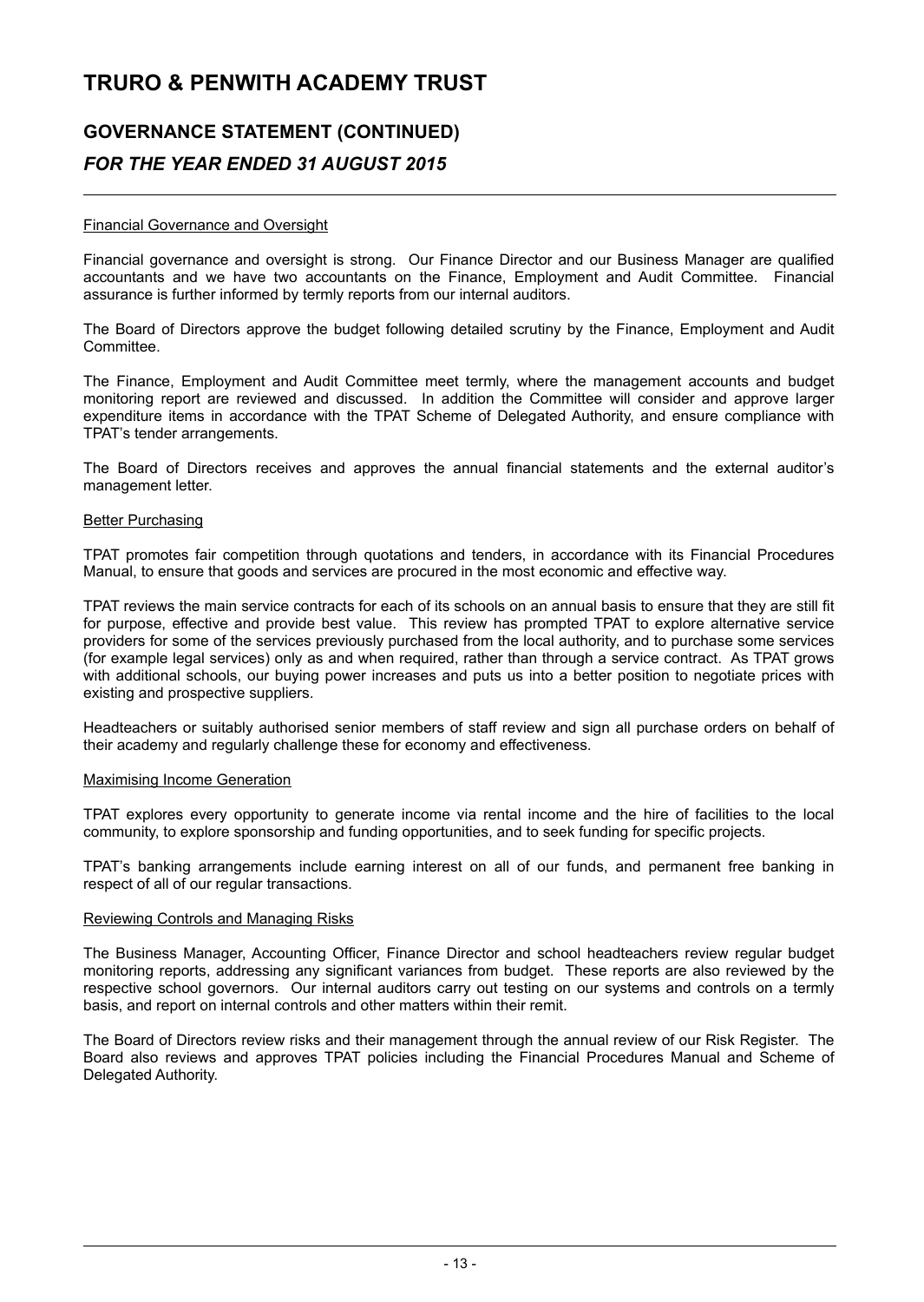# TRURO & PENWITH ACADEMY TRUST

## GOVERNANCE STATEMENT (CONTINUED)

### *FOR THE YEAR ENDED 31 AUGUST 2015*

Financial Governance and Oversight

Financial governance and oversight is strong. Our Finance Director and our Business Manager are qualified accountants and we have two accountants on the Finance, Employment and Audit Committee. Financial assurance is further informed by termly reports from our internal auditors.

The Board of Directors approve the budget following detailed scrutiny by the Finance, Employment and Audit Committee.

The Finance, Employment and Audit Committee meet termly, where the management accounts and budget monitoring report are reviewed and discussed. In addition the Committee will consider and approve larger expenditure items in accordance with the TPAT Scheme of Delegated Authority, and ensure compliance with TPAT's tender arrangements.

The Board of Directors receives and approves the annual financial statements and the external auditor's management letter.

Better Purchasing

TPAT promotes fair competition through quotations and tenders, in accordance with its Financial Procedures Manual, to ensure that goods and services are procured in the most economic and effective way.

TPAT reviews the main service contracts for each of its schools on an annual basis to ensure that they are still fit for purpose, effective and provide best value. This review has prompted TPAT to explore alternative service providers for some of the services previously purchased from the local authority, and to purchase some services (for example legal services) only as and when required, rather than through a service contract. As TPAT grows with additional schools, our buying power increases and puts us into a better position to negotiate prices with existing and prospective suppliers.

Headteachers or suitably authorised senior members of staff review and sign all purchase orders on behalf of their academy and regularly challenge these for economy and effectiveness.

Maximising Income Generation

TPAT explores every opportunity to generate income via rental income and the hire of facilities to the local community, to explore sponsorship and funding opportunities, and to seek funding for specific projects.

TPAT's banking arrangements include earning interest on all of our funds, and permanent free banking in respect of all of our regular transactions.

Reviewing Controls and Managing Risks

The Business Manager, Accounting Officer, Finance Director and school headteachers review regular budget monitoring reports, addressing any significant variances from budget. These reports are also reviewed by the respective school governors. Our internal auditors carry out testing on our systems and controls on a termly basis, and report on internal controls and other matters within their remit.

The Board of Directors review risks and their management through the annual review of our Risk Register. The Board also reviews and approves TPAT policies including the Financial Procedures Manual and Scheme of Delegated Authority.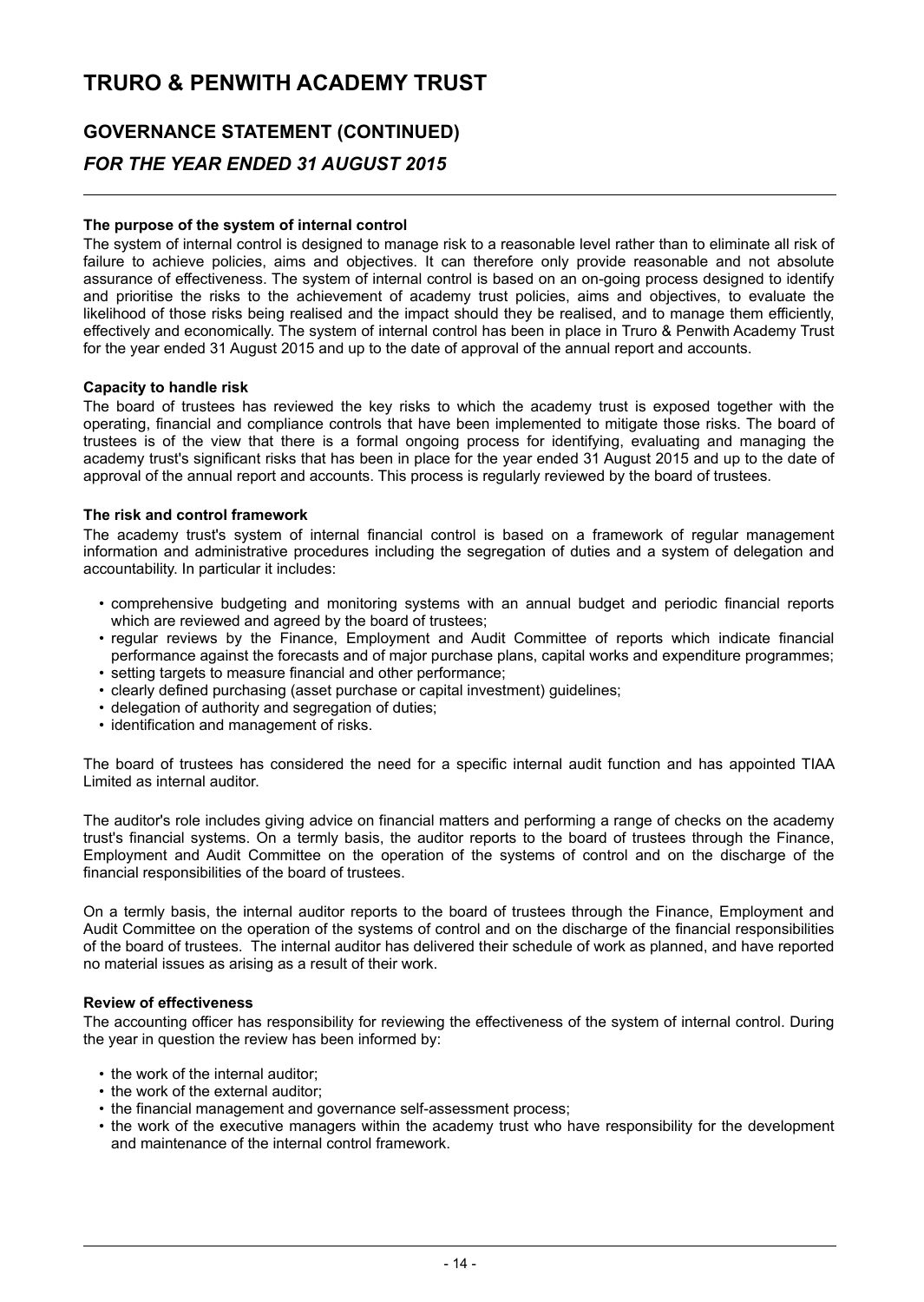# TRURO & PENWITH ACADEMY TRUST

## GOVERNANCE STATEMENT (CONTINUED)

### *FOR THE YEAR ENDED 31 AUGUST 2015*

**The purpose of the system of internal control**

The system of internal control is designed to manage risk to a reasonable level rather than to eliminate all risk of failure to achieve policies, aims and objectives. It can therefore only provide reasonable and not absolute assurance of effectiveness. The system of internal control is based on an on-going process designed to identify and prioritise the risks to the achievement of academy trust policies, aims and objectives, to evaluate the likelihood of those risks being realised and the impact should they be realised, and to manage them efficiently, effectively and economically. The system of internal control has been in place in Truro & Penwith Academy Trust for the year ended 31 August 2015 and up to the date of approval of the annual report and accounts.

**Capacity to handle risk**

The board of trustees has reviewed the key risks to which the academy trust is exposed together with the operating, financial and compliance controls that have been implemented to mitigate those risks. The board of trustees is of the view that there is a formal ongoing process for identifying, evaluating and managing the academy trust's significant risks that has been in place for the year ended 31 August 2015 and up to the date of approval of the annual report and accounts. This process is regularly reviewed by the board of trustees.

**The risk and control framework**

The academy trust's system of internal financial control is based on a framework of regular management information and administrative procedures including the segregation of duties and a system of delegation and accountability. In particular it includes:

- comprehensive budgeting and monitoring systems with an annual budget and periodic financial reports which are reviewed and agreed by the board of trustees;
- regular reviews by the Finance, Employment and Audit Committee of reports which indicate financial performance against the forecasts and of major purchase plans, capital works and expenditure programmes;
- setting targets to measure financial and other performance;
- clearly defined purchasing (asset purchase or capital investment) guidelines;
- delegation of authority and segregation of duties;
- identification and management of risks.

The board of trustees has considered the need for a specific internal audit function and has appointed TIAA Limited as internal auditor.

The auditor's role includes giving advice on financial matters and performing a range of checks on the academy trust's financial systems. On a termly basis, the auditor reports to the board of trustees through the Finance, Employment and Audit Committee on the operation of the systems of control and on the discharge of the financial responsibilities of the board of trustees.

On a termly basis, the internal auditor reports to the board of trustees through the Finance, Employment and Audit Committee on the operation of the systems of control and on the discharge of the financial responsibilities of the board of trustees. The internal auditor has delivered their schedule of work as planned, and have reported no material issues as arising as a result of their work.

**Review of effectiveness**

The accounting officer has responsibility for reviewing the effectiveness of the system of internal control. During the year in question the review has been informed by:

- the work of the internal auditor;
- the work of the external auditor;
- the financial management and governance self-assessment process;
- the work of the executive managers within the academy trust who have responsibility for the development and maintenance of the internal control framework.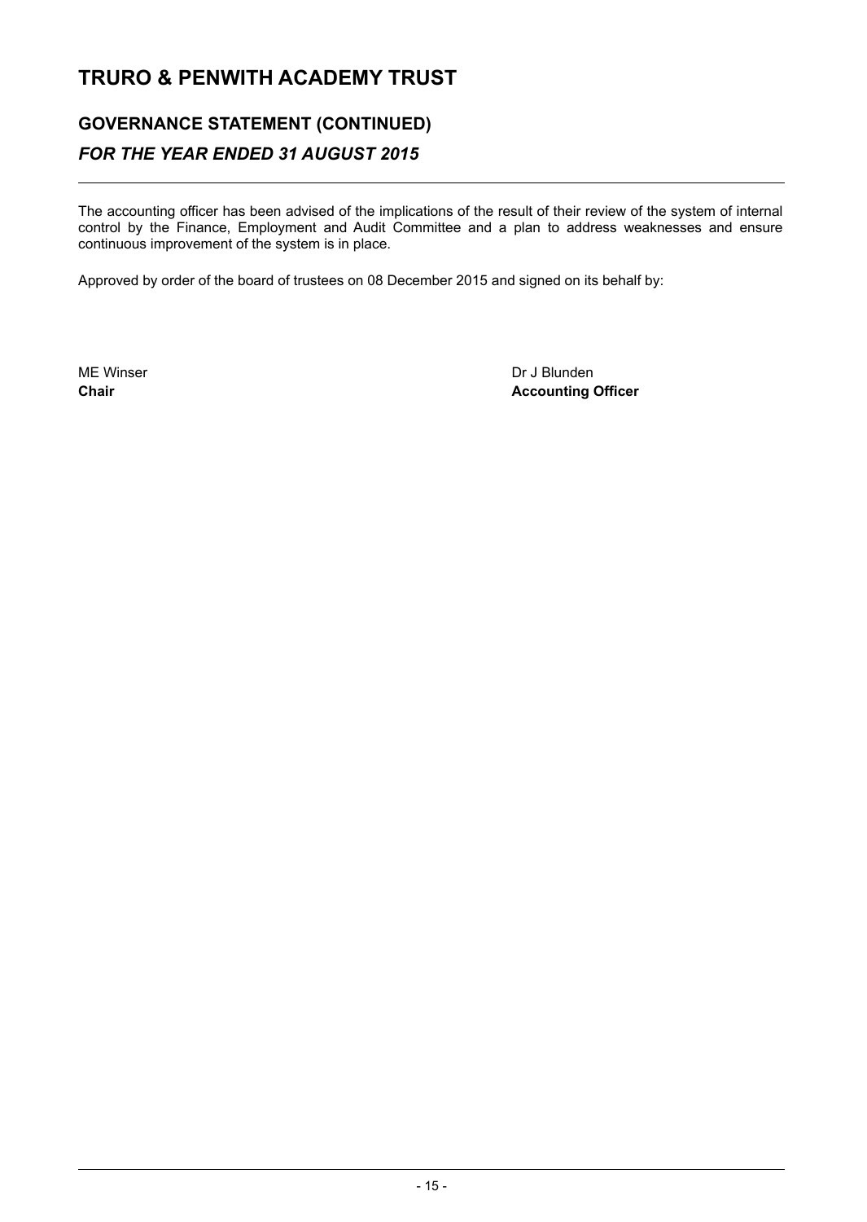# TRURO & PENWITH ACADEMY TRUST

## GOVERNANCE STATEMENT (CONTINUED)

### *FOR THE YEAR ENDED 31 AUGUST 2015*

The accounting officer has been advised of the implications of the result of their review of the system of internal control by the Finance, Employment and Audit Committee and a plan to address weaknesses and ensure continuous improvement of the system is in place.

Approved by order of the board of trustees on 08 December 2015 and signed on its behalf by:

ME Winser
**Chair**

Dr J Blunden
**Accounting Officer**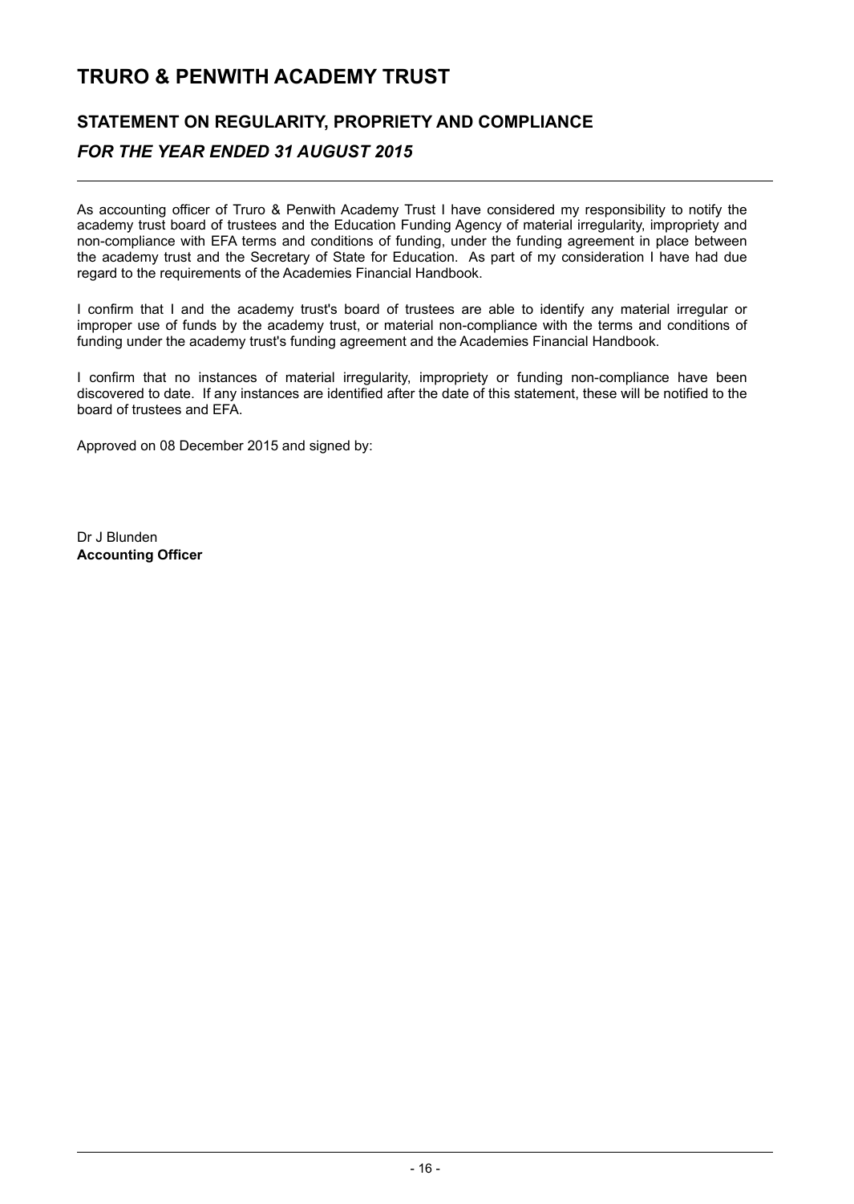# TRURO & PENWITH ACADEMY TRUST

## STATEMENT ON REGULARITY, PROPRIETY AND COMPLIANCE

### *FOR THE YEAR ENDED 31 AUGUST 2015*

As accounting officer of Truro & Penwith Academy Trust I have considered my responsibility to notify the academy trust board of trustees and the Education Funding Agency of material irregularity, impropriety and non-compliance with EFA terms and conditions of funding, under the funding agreement in place between the academy trust and the Secretary of State for Education. As part of my consideration I have had due regard to the requirements of the Academies Financial Handbook.

I confirm that I and the academy trust's board of trustees are able to identify any material irregular or improper use of funds by the academy trust, or material non-compliance with the terms and conditions of funding under the academy trust's funding agreement and the Academies Financial Handbook.

I confirm that no instances of material irregularity, impropriety or funding non-compliance have been discovered to date. If any instances are identified after the date of this statement, these will be notified to the board of trustees and EFA.

Approved on 08 December 2015 and signed by:

Dr J Blunden
**Accounting Officer**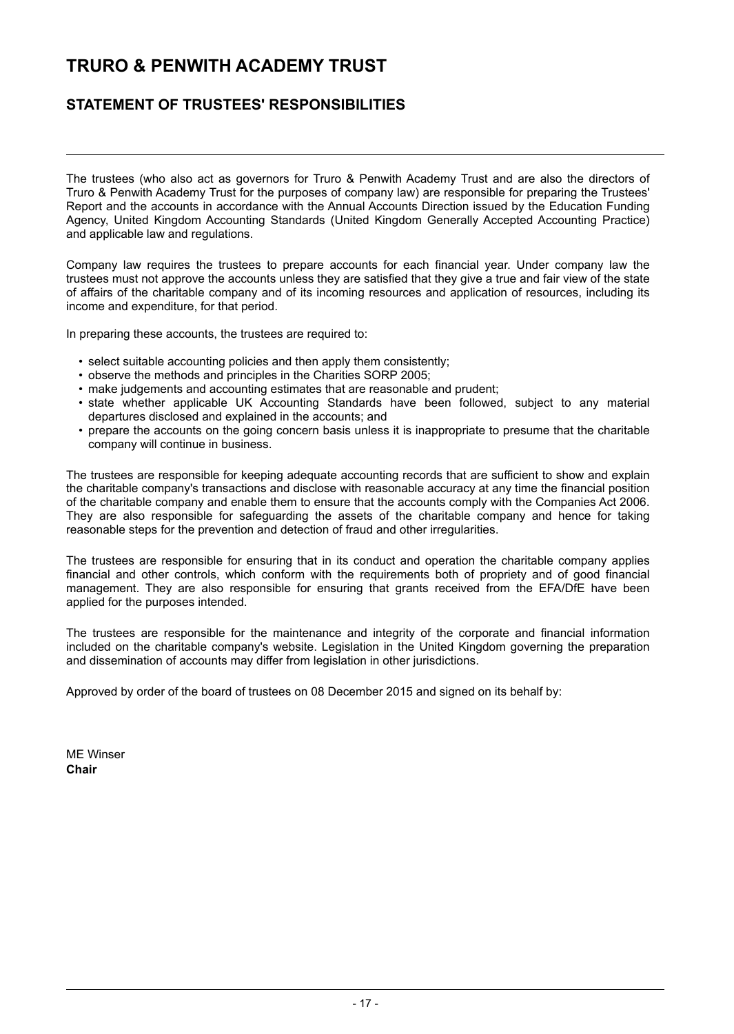# TRURO & PENWITH ACADEMY TRUST

## STATEMENT OF TRUSTEES' RESPONSIBILITIES

The trustees (who also act as governors for Truro & Penwith Academy Trust and are also the directors of Truro & Penwith Academy Trust for the purposes of company law) are responsible for preparing the Trustees' Report and the accounts in accordance with the Annual Accounts Direction issued by the Education Funding Agency, United Kingdom Accounting Standards (United Kingdom Generally Accepted Accounting Practice) and applicable law and regulations.

Company law requires the trustees to prepare accounts for each financial year. Under company law the trustees must not approve the accounts unless they are satisfied that they give a true and fair view of the state of affairs of the charitable company and of its incoming resources and application of resources, including its income and expenditure, for that period.

In preparing these accounts, the trustees are required to:

- select suitable accounting policies and then apply them consistently;
- observe the methods and principles in the Charities SORP 2005;
- make judgements and accounting estimates that are reasonable and prudent;
- state whether applicable UK Accounting Standards have been followed, subject to any material departures disclosed and explained in the accounts; and
- prepare the accounts on the going concern basis unless it is inappropriate to presume that the charitable company will continue in business.

The trustees are responsible for keeping adequate accounting records that are sufficient to show and explain the charitable company's transactions and disclose with reasonable accuracy at any time the financial position of the charitable company and enable them to ensure that the accounts comply with the Companies Act 2006. They are also responsible for safeguarding the assets of the charitable company and hence for taking reasonable steps for the prevention and detection of fraud and other irregularities.

The trustees are responsible for ensuring that in its conduct and operation the charitable company applies financial and other controls, which conform with the requirements both of propriety and of good financial management. They are also responsible for ensuring that grants received from the EFA/DfE have been applied for the purposes intended.

The trustees are responsible for the maintenance and integrity of the corporate and financial information included on the charitable company's website. Legislation in the United Kingdom governing the preparation and dissemination of accounts may differ from legislation in other jurisdictions.

Approved by order of the board of trustees on 08 December 2015 and signed on its behalf by:

ME Winser
**Chair**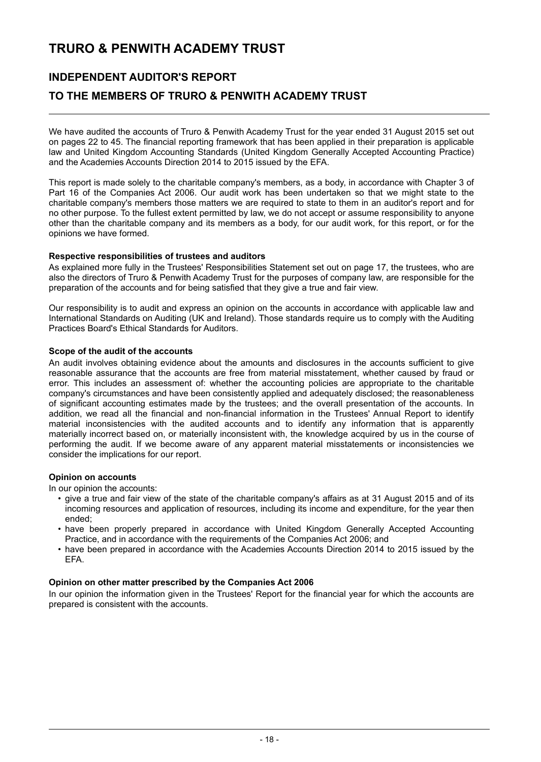# TRURO & PENWITH ACADEMY TRUST

## INDEPENDENT AUDITOR'S REPORT

## TO THE MEMBERS OF TRURO & PENWITH ACADEMY TRUST

We have audited the accounts of Truro & Penwith Academy Trust for the year ended 31 August 2015 set out on pages 22 to 45. The financial reporting framework that has been applied in their preparation is applicable law and United Kingdom Accounting Standards (United Kingdom Generally Accepted Accounting Practice) and the Academies Accounts Direction 2014 to 2015 issued by the EFA.

This report is made solely to the charitable company's members, as a body, in accordance with Chapter 3 of Part 16 of the Companies Act 2006. Our audit work has been undertaken so that we might state to the charitable company's members those matters we are required to state to them in an auditor's report and for no other purpose. To the fullest extent permitted by law, we do not accept or assume responsibility to anyone other than the charitable company and its members as a body, for our audit work, for this report, or for the opinions we have formed.

**Respective responsibilities of trustees and auditors**

As explained more fully in the Trustees' Responsibilities Statement set out on page 17, the trustees, who are also the directors of Truro & Penwith Academy Trust for the purposes of company law, are responsible for the preparation of the accounts and for being satisfied that they give a true and fair view.

Our responsibility is to audit and express an opinion on the accounts in accordance with applicable law and International Standards on Auditing (UK and Ireland). Those standards require us to comply with the Auditing Practices Board's Ethical Standards for Auditors.

**Scope of the audit of the accounts**

An audit involves obtaining evidence about the amounts and disclosures in the accounts sufficient to give reasonable assurance that the accounts are free from material misstatement, whether caused by fraud or error. This includes an assessment of: whether the accounting policies are appropriate to the charitable company's circumstances and have been consistently applied and adequately disclosed; the reasonableness of significant accounting estimates made by the trustees; and the overall presentation of the accounts. In addition, we read all the financial and non-financial information in the Trustees' Annual Report to identify material inconsistencies with the audited accounts and to identify any information that is apparently materially incorrect based on, or materially inconsistent with, the knowledge acquired by us in the course of performing the audit. If we become aware of any apparent material misstatements or inconsistencies we consider the implications for our report.

**Opinion on accounts**

In our opinion the accounts:

- give a true and fair view of the state of the charitable company's affairs as at 31 August 2015 and of its incoming resources and application of resources, including its income and expenditure, for the year then ended;
- have been properly prepared in accordance with United Kingdom Generally Accepted Accounting Practice, and in accordance with the requirements of the Companies Act 2006; and
- have been prepared in accordance with the Academies Accounts Direction 2014 to 2015 issued by the EFA.

**Opinion on other matter prescribed by the Companies Act 2006**

In our opinion the information given in the Trustees' Report for the financial year for which the accounts are prepared is consistent with the accounts.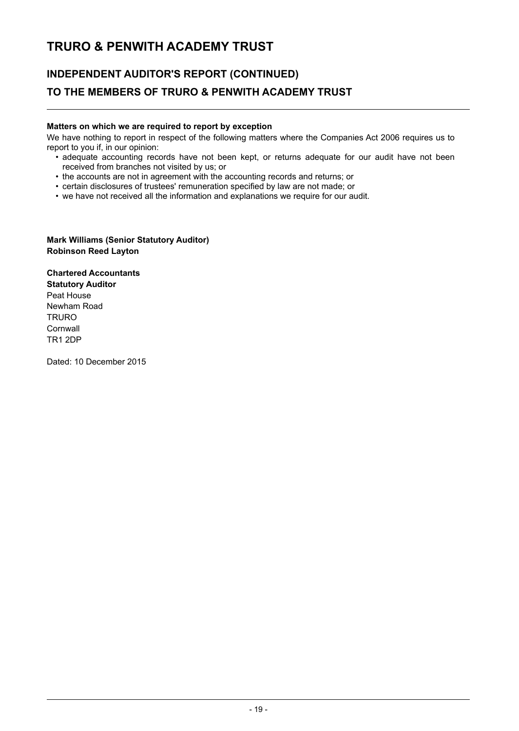# TRURO & PENWITH ACADEMY TRUST

## INDEPENDENT AUDITOR'S REPORT (CONTINUED)

## TO THE MEMBERS OF TRURO & PENWITH ACADEMY TRUST

**Matters on which we are required to report by exception**

We have nothing to report in respect of the following matters where the Companies Act 2006 requires us to report to you if, in our opinion:

- adequate accounting records have not been kept, or returns adequate for our audit have not been received from branches not visited by us; or
- the accounts are not in agreement with the accounting records and returns; or
- certain disclosures of trustees' remuneration specified by law are not made; or
- we have not received all the information and explanations we require for our audit.

**Mark Williams (Senior Statutory Auditor)**
**Robinson Reed Layton**

**Chartered Accountants**
**Statutory Auditor**
Peat House
Newham Road
TRURO
Cornwall
TR1 2DP

Dated: 10 December 2015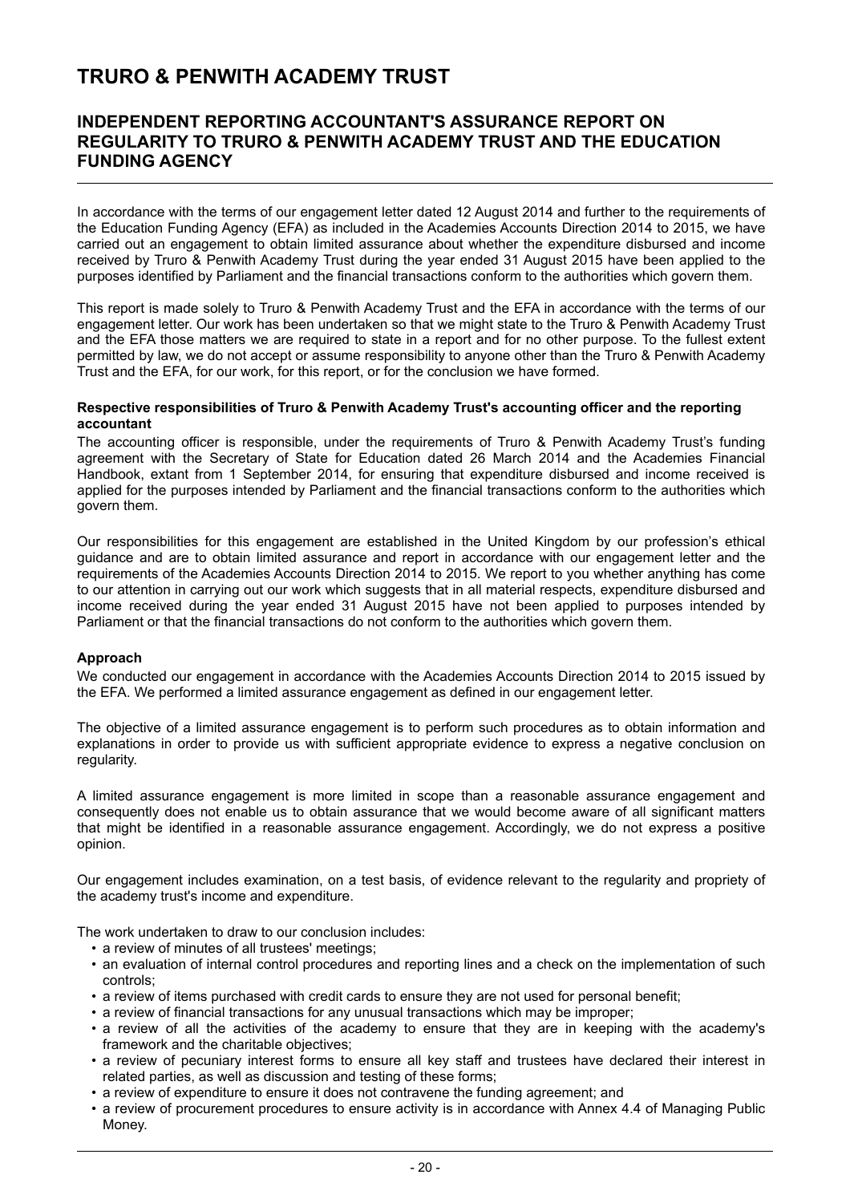# TRURO & PENWITH ACADEMY TRUST

## INDEPENDENT REPORTING ACCOUNTANT'S ASSURANCE REPORT ON REGULARITY TO TRURO & PENWITH ACADEMY TRUST AND THE EDUCATION FUNDING AGENCY

In accordance with the terms of our engagement letter dated 12 August 2014 and further to the requirements of the Education Funding Agency (EFA) as included in the Academies Accounts Direction 2014 to 2015, we have carried out an engagement to obtain limited assurance about whether the expenditure disbursed and income received by Truro & Penwith Academy Trust during the year ended 31 August 2015 have been applied to the purposes identified by Parliament and the financial transactions conform to the authorities which govern them.

This report is made solely to Truro & Penwith Academy Trust and the EFA in accordance with the terms of our engagement letter. Our work has been undertaken so that we might state to the Truro & Penwith Academy Trust and the EFA those matters we are required to state in a report and for no other purpose. To the fullest extent permitted by law, we do not accept or assume responsibility to anyone other than the Truro & Penwith Academy Trust and the EFA, for our work, for this report, or for the conclusion we have formed.

**Respective responsibilities of Truro & Penwith Academy Trust's accounting officer and the reporting accountant**

The accounting officer is responsible, under the requirements of Truro & Penwith Academy Trust's funding agreement with the Secretary of State for Education dated 26 March 2014 and the Academies Financial Handbook, extant from 1 September 2014, for ensuring that expenditure disbursed and income received is applied for the purposes intended by Parliament and the financial transactions conform to the authorities which govern them.

Our responsibilities for this engagement are established in the United Kingdom by our profession's ethical guidance and are to obtain limited assurance and report in accordance with our engagement letter and the requirements of the Academies Accounts Direction 2014 to 2015. We report to you whether anything has come to our attention in carrying out our work which suggests that in all material respects, expenditure disbursed and income received during the year ended 31 August 2015 have not been applied to purposes intended by Parliament or that the financial transactions do not conform to the authorities which govern them.

**Approach**

We conducted our engagement in accordance with the Academies Accounts Direction 2014 to 2015 issued by the EFA. We performed a limited assurance engagement as defined in our engagement letter.

The objective of a limited assurance engagement is to perform such procedures as to obtain information and explanations in order to provide us with sufficient appropriate evidence to express a negative conclusion on regularity.

A limited assurance engagement is more limited in scope than a reasonable assurance engagement and consequently does not enable us to obtain assurance that we would become aware of all significant matters that might be identified in a reasonable assurance engagement. Accordingly, we do not express a positive opinion.

Our engagement includes examination, on a test basis, of evidence relevant to the regularity and propriety of the academy trust's income and expenditure.

The work undertaken to draw to our conclusion includes:

- a review of minutes of all trustees' meetings;
- an evaluation of internal control procedures and reporting lines and a check on the implementation of such controls;
- a review of items purchased with credit cards to ensure they are not used for personal benefit;
- a review of financial transactions for any unusual transactions which may be improper;
- a review of all the activities of the academy to ensure that they are in keeping with the academy's framework and the charitable objectives;
- a review of pecuniary interest forms to ensure all key staff and trustees have declared their interest in related parties, as well as discussion and testing of these forms;
- a review of expenditure to ensure it does not contravene the funding agreement; and
- a review of procurement procedures to ensure activity is in accordance with Annex 4.4 of Managing Public Money.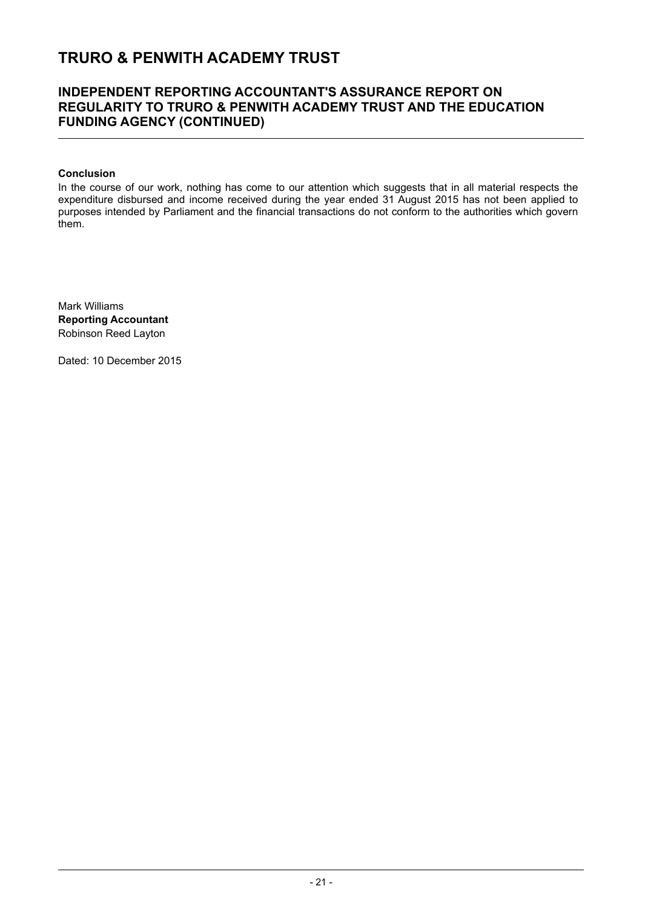# TRURO & PENWITH ACADEMY TRUST

## INDEPENDENT REPORTING ACCOUNTANT'S ASSURANCE REPORT ON REGULARITY TO TRURO & PENWITH ACADEMY TRUST AND THE EDUCATION FUNDING AGENCY (CONTINUED)

**Conclusion**

In the course of our work, nothing has come to our attention which suggests that in all material respects the expenditure disbursed and income received during the year ended 31 August 2015 has not been applied to purposes intended by Parliament and the financial transactions do not conform to the authorities which govern them.

Mark Williams
**Reporting Accountant**
Robinson Reed Layton

Dated: 10 December 2015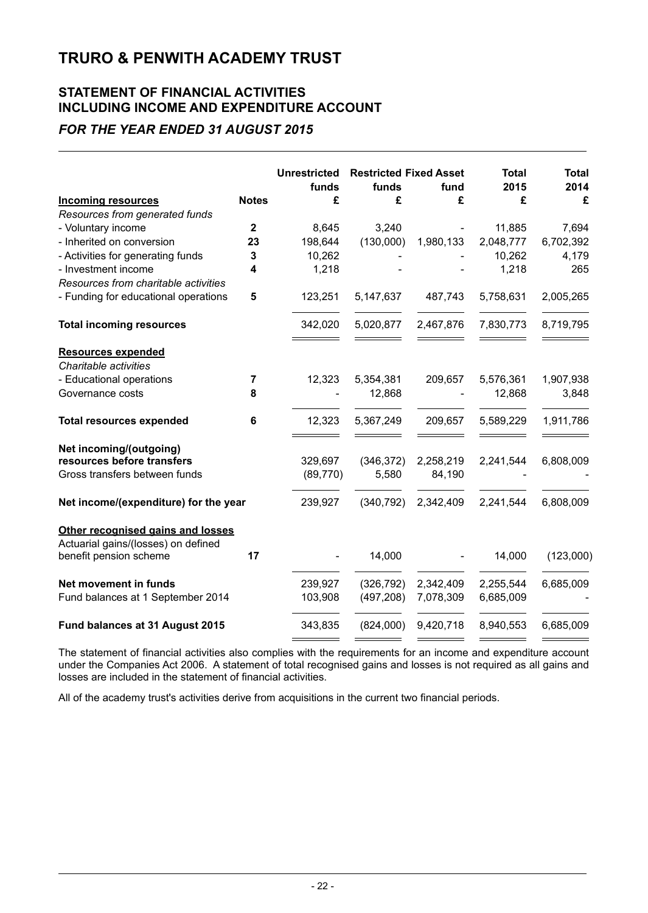# TRURO & PENWITH ACADEMY TRUST

## STATEMENT OF FINANCIAL ACTIVITIES INCLUDING INCOME AND EXPENDITURE ACCOUNT

### *FOR THE YEAR ENDED 31 AUGUST 2015*

| | Notes | Unrestricted funds £ | Restricted funds £ | Fixed Asset fund £ | Total 2015 £ | Total 2014 £ |
|---|---|---|---|---|---|---|
| **Incoming resources** | | | | | | |
| *Resources from generated funds* | | | | | | |
| - Voluntary income | 2 | 8,645 | 3,240 | - | 11,885 | 7,694 |
| - Inherited on conversion | 23 | 198,644 | (130,000) | 1,980,133 | 2,048,777 | 6,702,392 |
| - Activities for generating funds | 3 | 10,262 | - | - | 10,262 | 4,179 |
| - Investment income | 4 | 1,218 | - | - | 1,218 | 265 |
| *Resources from charitable activities* | | | | | | |
| - Funding for educational operations | 5 | 123,251 | 5,147,637 | 487,743 | 5,758,631 | 2,005,265 |
| **Total incoming resources** | | 342,020 | 5,020,877 | 2,467,876 | 7,830,773 | 8,719,795 |
| **Resources expended** | | | | | | |
| *Charitable activities* | | | | | | |
| - Educational operations | 7 | 12,323 | 5,354,381 | 209,657 | 5,576,361 | 1,907,938 |
| Governance costs | 8 | - | 12,868 | - | 12,868 | 3,848 |
| **Total resources expended** | 6 | 12,323 | 5,367,249 | 209,657 | 5,589,229 | 1,911,786 |
| **Net incoming/(outgoing) resources before transfers** | | 329,697 | (346,372) | 2,258,219 | 2,241,544 | 6,808,009 |
| Gross transfers between funds | | (89,770) | 5,580 | 84,190 | - | - |
| **Net income/(expenditure) for the year** | | 239,927 | (340,792) | 2,342,409 | 2,241,544 | 6,808,009 |
| **Other recognised gains and losses** | | | | | | |
| Actuarial gains/(losses) on defined benefit pension scheme | 17 | - | 14,000 | - | 14,000 | (123,000) |
| **Net movement in funds** | | 239,927 | (326,792) | 2,342,409 | 2,255,544 | 6,685,009 |
| Fund balances at 1 September 2014 | | 103,908 | (497,208) | 7,078,309 | 6,685,009 | - |
| **Fund balances at 31 August 2015** | | 343,835 | (824,000) | 9,420,718 | 8,940,553 | 6,685,009 |

The statement of financial activities also complies with the requirements for an income and expenditure account under the Companies Act 2006. A statement of total recognised gains and losses is not required as all gains and losses are included in the statement of financial activities.

All of the academy trust's activities derive from acquisitions in the current two financial periods.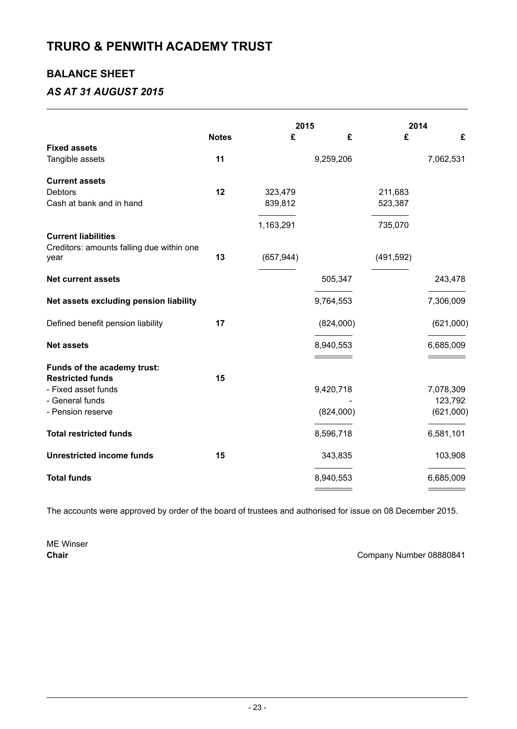# TRURO & PENWITH ACADEMY TRUST

## BALANCE SHEET

### *AS AT 31 AUGUST 2015*

| | Notes | 2015 £ | 2015 £ | 2014 £ | 2014 £ |
|---|---|---|---|---|---|
| **Fixed assets** | | | | | |
| Tangible assets | 11 | | 9,259,206 | | 7,062,531 |
| **Current assets** | | | | | |
| Debtors | 12 | 323,479 | | 211,683 | |
| Cash at bank and in hand | | 839,812 | | 523,387 | |
| | | 1,163,291 | | 735,070 | |
| **Current liabilities** | | | | | |
| Creditors: amounts falling due within one year | 13 | (657,944) | | (491,592) | |
| **Net current assets** | | | 505,347 | | 243,478 |
| **Net assets excluding pension liability** | | | 9,764,553 | | 7,306,009 |
| Defined benefit pension liability | 17 | | (824,000) | | (621,000) |
| **Net assets** | | | 8,940,553 | | 6,685,009 |
| **Funds of the academy trust:** | | | | | |
| **Restricted funds** | 15 | | | | |
| - Fixed asset funds | | | 9,420,718 | | 7,078,309 |
| - General funds | | | - | | 123,792 |
| - Pension reserve | | | (824,000) | | (621,000) |
| **Total restricted funds** | | | 8,596,718 | | 6,581,101 |
| **Unrestricted income funds** | 15 | | 343,835 | | 103,908 |
| **Total funds** | | | 8,940,553 | | 6,685,009 |

The accounts were approved by order of the board of trustees and authorised for issue on 08 December 2015.

ME Winser
**Chair**

Company Number 08880841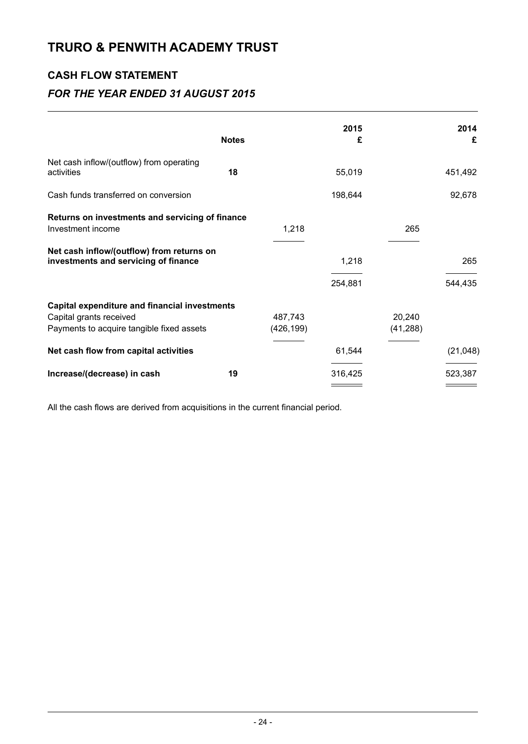# TRURO & PENWITH ACADEMY TRUST

## CASH FLOW STATEMENT

### *FOR THE YEAR ENDED 31 AUGUST 2015*

| | Notes | | 2015 £ | | 2014 £ |
|---|---|---|---|---|---|
| Net cash inflow/(outflow) from operating activities | 18 | | 55,019 | | 451,492 |
| Cash funds transferred on conversion | | | 198,644 | | 92,678 |
| **Returns on investments and servicing of finance** | | | | | |
| Investment income | | 1,218 | | 265 | |
| **Net cash inflow/(outflow) from returns on investments and servicing of finance** | | | 1,218 | | 265 |
| | | | 254,881 | | 544,435 |
| **Capital expenditure and financial investments** | | | | | |
| Capital grants received | | 487,743 | | 20,240 | |
| Payments to acquire tangible fixed assets | | (426,199) | | (41,288) | |
| **Net cash flow from capital activities** | | | 61,544 | | (21,048) |
| **Increase/(decrease) in cash** | 19 | | 316,425 | | 523,387 |

All the cash flows are derived from acquisitions in the current financial period.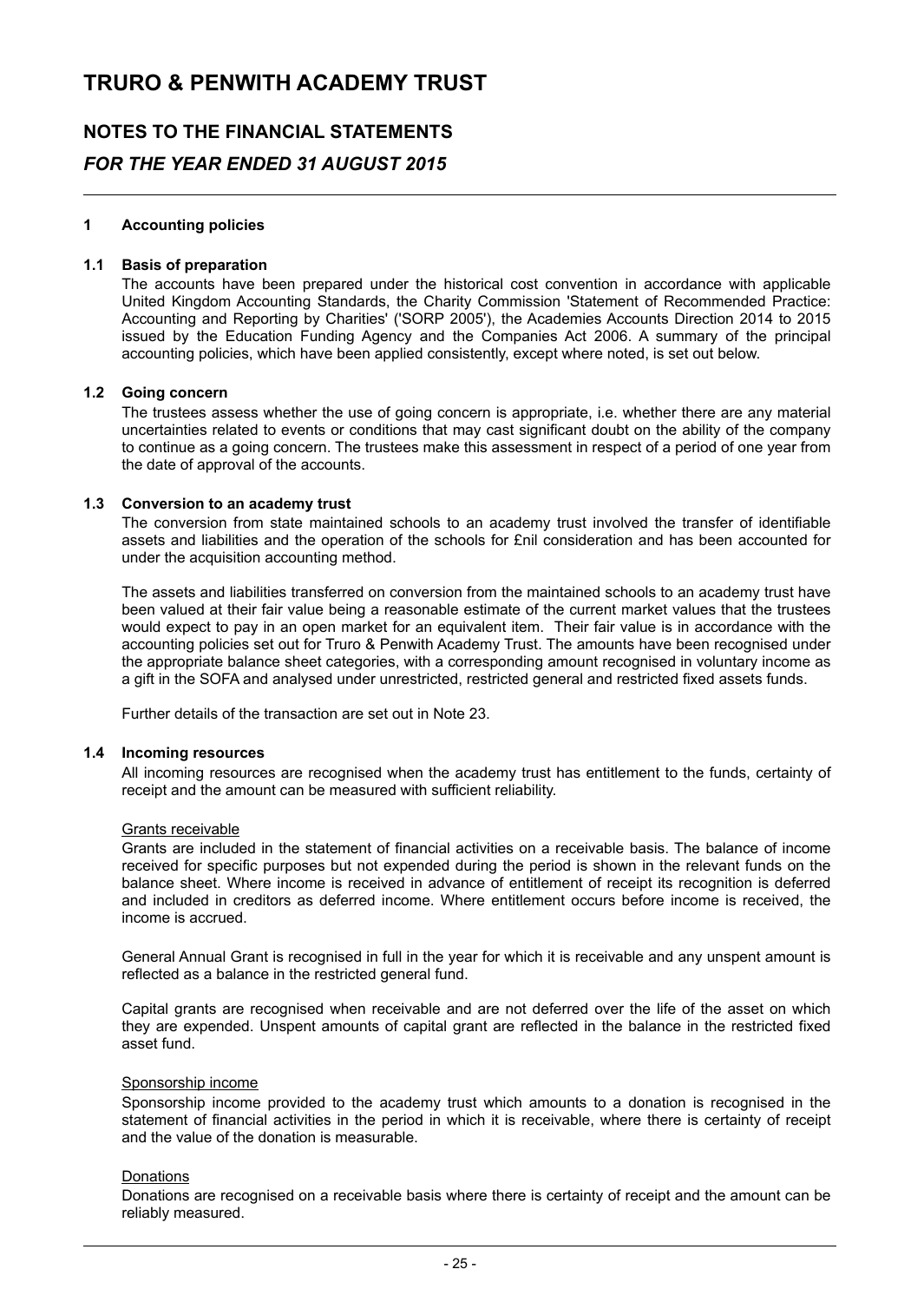# TRURO & PENWITH ACADEMY TRUST

## NOTES TO THE FINANCIAL STATEMENTS

### *FOR THE YEAR ENDED 31 AUGUST 2015*

---

**1 Accounting policies**

**1.1 Basis of preparation**

The accounts have been prepared under the historical cost convention in accordance with applicable United Kingdom Accounting Standards, the Charity Commission 'Statement of Recommended Practice: Accounting and Reporting by Charities' ('SORP 2005'), the Academies Accounts Direction 2014 to 2015 issued by the Education Funding Agency and the Companies Act 2006. A summary of the principal accounting policies, which have been applied consistently, except where noted, is set out below.

**1.2 Going concern**

The trustees assess whether the use of going concern is appropriate, i.e. whether there are any material uncertainties related to events or conditions that may cast significant doubt on the ability of the company to continue as a going concern. The trustees make this assessment in respect of a period of one year from the date of approval of the accounts.

**1.3 Conversion to an academy trust**

The conversion from state maintained schools to an academy trust involved the transfer of identifiable assets and liabilities and the operation of the schools for £nil consideration and has been accounted for under the acquisition accounting method.

The assets and liabilities transferred on conversion from the maintained schools to an academy trust have been valued at their fair value being a reasonable estimate of the current market values that the trustees would expect to pay in an open market for an equivalent item. Their fair value is in accordance with the accounting policies set out for Truro & Penwith Academy Trust. The amounts have been recognised under the appropriate balance sheet categories, with a corresponding amount recognised in voluntary income as a gift in the SOFA and analysed under unrestricted, restricted general and restricted fixed assets funds.

Further details of the transaction are set out in Note 23.

**1.4 Incoming resources**

All incoming resources are recognised when the academy trust has entitlement to the funds, certainty of receipt and the amount can be measured with sufficient reliability.

Grants receivable

Grants are included in the statement of financial activities on a receivable basis. The balance of income received for specific purposes but not expended during the period is shown in the relevant funds on the balance sheet. Where income is received in advance of entitlement of receipt its recognition is deferred and included in creditors as deferred income. Where entitlement occurs before income is received, the income is accrued.

General Annual Grant is recognised in full in the year for which it is receivable and any unspent amount is reflected as a balance in the restricted general fund.

Capital grants are recognised when receivable and are not deferred over the life of the asset on which they are expended. Unspent amounts of capital grant are reflected in the balance in the restricted fixed asset fund.

Sponsorship income

Sponsorship income provided to the academy trust which amounts to a donation is recognised in the statement of financial activities in the period in which it is receivable, where there is certainty of receipt and the value of the donation is measurable.

Donations

Donations are recognised on a receivable basis where there is certainty of receipt and the amount can be reliably measured.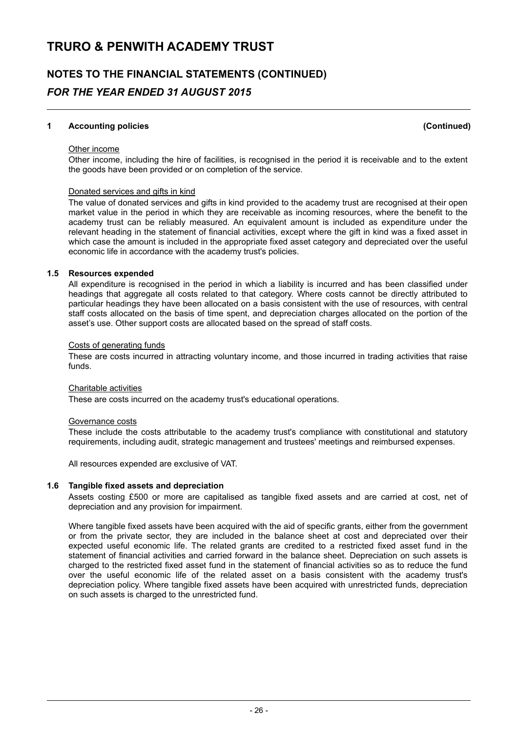## 1 Accounting policies (Continued)

Other income

Other income, including the hire of facilities, is recognised in the period it is receivable and to the extent the goods have been provided or on completion of the service.

Donated services and gifts in kind

The value of donated services and gifts in kind provided to the academy trust are recognised at their open market value in the period in which they are receivable as incoming resources, where the benefit to the academy trust can be reliably measured. An equivalent amount is included as expenditure under the relevant heading in the statement of financial activities, except where the gift in kind was a fixed asset in which case the amount is included in the appropriate fixed asset category and depreciated over the useful economic life in accordance with the academy trust's policies.

### 1.5 Resources expended

All expenditure is recognised in the period in which a liability is incurred and has been classified under headings that aggregate all costs related to that category. Where costs cannot be directly attributed to particular headings they have been allocated on a basis consistent with the use of resources, with central staff costs allocated on the basis of time spent, and depreciation charges allocated on the portion of the asset's use. Other support costs are allocated based on the spread of staff costs.

Costs of generating funds

These are costs incurred in attracting voluntary income, and those incurred in trading activities that raise funds.

Charitable activities

These are costs incurred on the academy trust's educational operations.

Governance costs

These include the costs attributable to the academy trust's compliance with constitutional and statutory requirements, including audit, strategic management and trustees' meetings and reimbursed expenses.

All resources expended are exclusive of VAT.

### 1.6 Tangible fixed assets and depreciation

Assets costing £500 or more are capitalised as tangible fixed assets and are carried at cost, net of depreciation and any provision for impairment.

Where tangible fixed assets have been acquired with the aid of specific grants, either from the government or from the private sector, they are included in the balance sheet at cost and depreciated over their expected useful economic life. The related grants are credited to a restricted fixed asset fund in the statement of financial activities and carried forward in the balance sheet. Depreciation on such assets is charged to the restricted fixed asset fund in the statement of financial activities so as to reduce the fund over the useful economic life of the related asset on a basis consistent with the academy trust's depreciation policy. Where tangible fixed assets have been acquired with unrestricted funds, depreciation on such assets is charged to the unrestricted fund.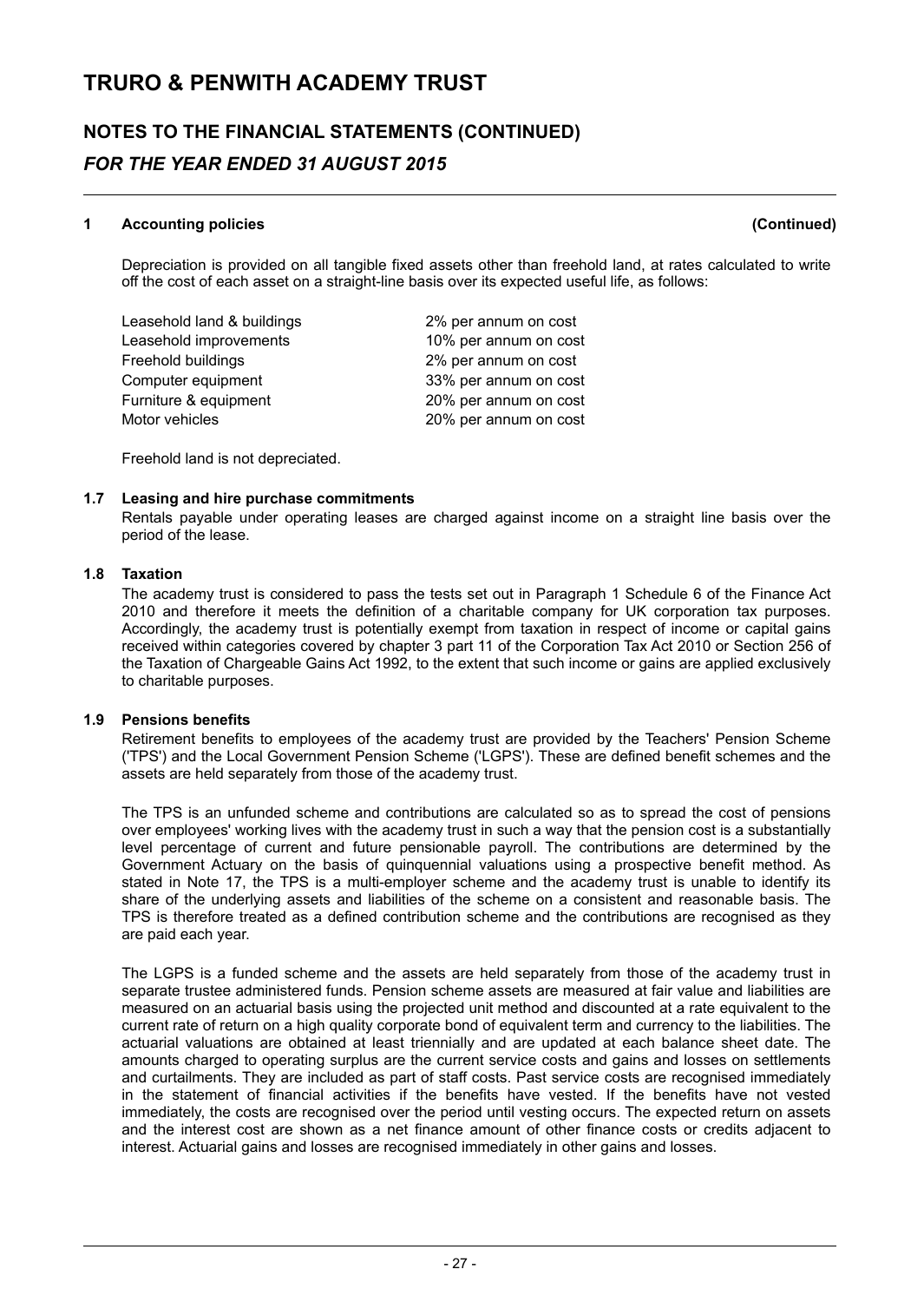## 1 Accounting policies (Continued)

Depreciation is provided on all tangible fixed assets other than freehold land, at rates calculated to write off the cost of each asset on a straight-line basis over its expected useful life, as follows:

| | |
|---|---|
| Leasehold land & buildings | 2% per annum on cost |
| Leasehold improvements | 10% per annum on cost |
| Freehold buildings | 2% per annum on cost |
| Computer equipment | 33% per annum on cost |
| Furniture & equipment | 20% per annum on cost |
| Motor vehicles | 20% per annum on cost |

Freehold land is not depreciated.

### 1.7 Leasing and hire purchase commitments

Rentals payable under operating leases are charged against income on a straight line basis over the period of the lease.

### 1.8 Taxation

The academy trust is considered to pass the tests set out in Paragraph 1 Schedule 6 of the Finance Act 2010 and therefore it meets the definition of a charitable company for UK corporation tax purposes. Accordingly, the academy trust is potentially exempt from taxation in respect of income or capital gains received within categories covered by chapter 3 part 11 of the Corporation Tax Act 2010 or Section 256 of the Taxation of Chargeable Gains Act 1992, to the extent that such income or gains are applied exclusively to charitable purposes.

### 1.9 Pensions benefits

Retirement benefits to employees of the academy trust are provided by the Teachers' Pension Scheme ('TPS') and the Local Government Pension Scheme ('LGPS'). These are defined benefit schemes and the assets are held separately from those of the academy trust.

The TPS is an unfunded scheme and contributions are calculated so as to spread the cost of pensions over employees' working lives with the academy trust in such a way that the pension cost is a substantially level percentage of current and future pensionable payroll. The contributions are determined by the Government Actuary on the basis of quinquennial valuations using a prospective benefit method. As stated in Note 17, the TPS is a multi-employer scheme and the academy trust is unable to identify its share of the underlying assets and liabilities of the scheme on a consistent and reasonable basis. The TPS is therefore treated as a defined contribution scheme and the contributions are recognised as they are paid each year.

The LGPS is a funded scheme and the assets are held separately from those of the academy trust in separate trustee administered funds. Pension scheme assets are measured at fair value and liabilities are measured on an actuarial basis using the projected unit method and discounted at a rate equivalent to the current rate of return on a high quality corporate bond of equivalent term and currency to the liabilities. The actuarial valuations are obtained at least triennially and are updated at each balance sheet date. The amounts charged to operating surplus are the current service costs and gains and losses on settlements and curtailments. They are included as part of staff costs. Past service costs are recognised immediately in the statement of financial activities if the benefits have vested. If the benefits have not vested immediately, the costs are recognised over the period until vesting occurs. The expected return on assets and the interest cost are shown as a net finance amount of other finance costs or credits adjacent to interest. Actuarial gains and losses are recognised immediately in other gains and losses.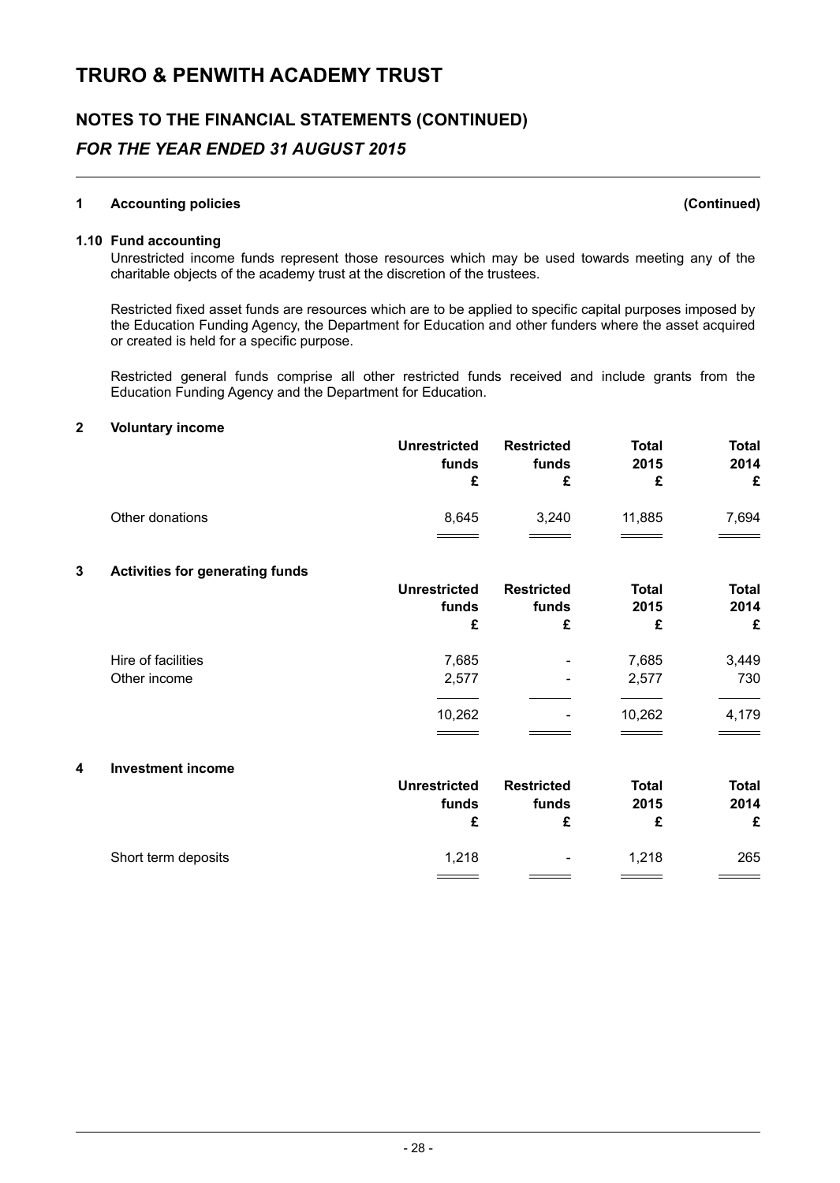# TRURO & PENWITH ACADEMY TRUST

## NOTES TO THE FINANCIAL STATEMENTS (CONTINUED)

### *FOR THE YEAR ENDED 31 AUGUST 2015*

**1 Accounting policies (Continued)**

**1.10 Fund accounting**

Unrestricted income funds represent those resources which may be used towards meeting any of the charitable objects of the academy trust at the discretion of the trustees.

Restricted fixed asset funds are resources which are to be applied to specific capital purposes imposed by the Education Funding Agency, the Department for Education and other funders where the asset acquired or created is held for a specific purpose.

Restricted general funds comprise all other restricted funds received and include grants from the Education Funding Agency and the Department for Education.

**2 Voluntary income**

| | Unrestricted funds £ | Restricted funds £ | Total 2015 £ | Total 2014 £ |
|---|---|---|---|---|
| Other donations | 8,645 | 3,240 | 11,885 | 7,694 |

**3 Activities for generating funds**

| | Unrestricted funds £ | Restricted funds £ | Total 2015 £ | Total 2014 £ |
|---|---|---|---|---|
| Hire of facilities | 7,685 | - | 7,685 | 3,449 |
| Other income | 2,577 | - | 2,577 | 730 |
| | 10,262 | - | 10,262 | 4,179 |

**4 Investment income**

| | Unrestricted funds £ | Restricted funds £ | Total 2015 £ | Total 2014 £ |
|---|---|---|---|---|
| Short term deposits | 1,218 | - | 1,218 | 265 |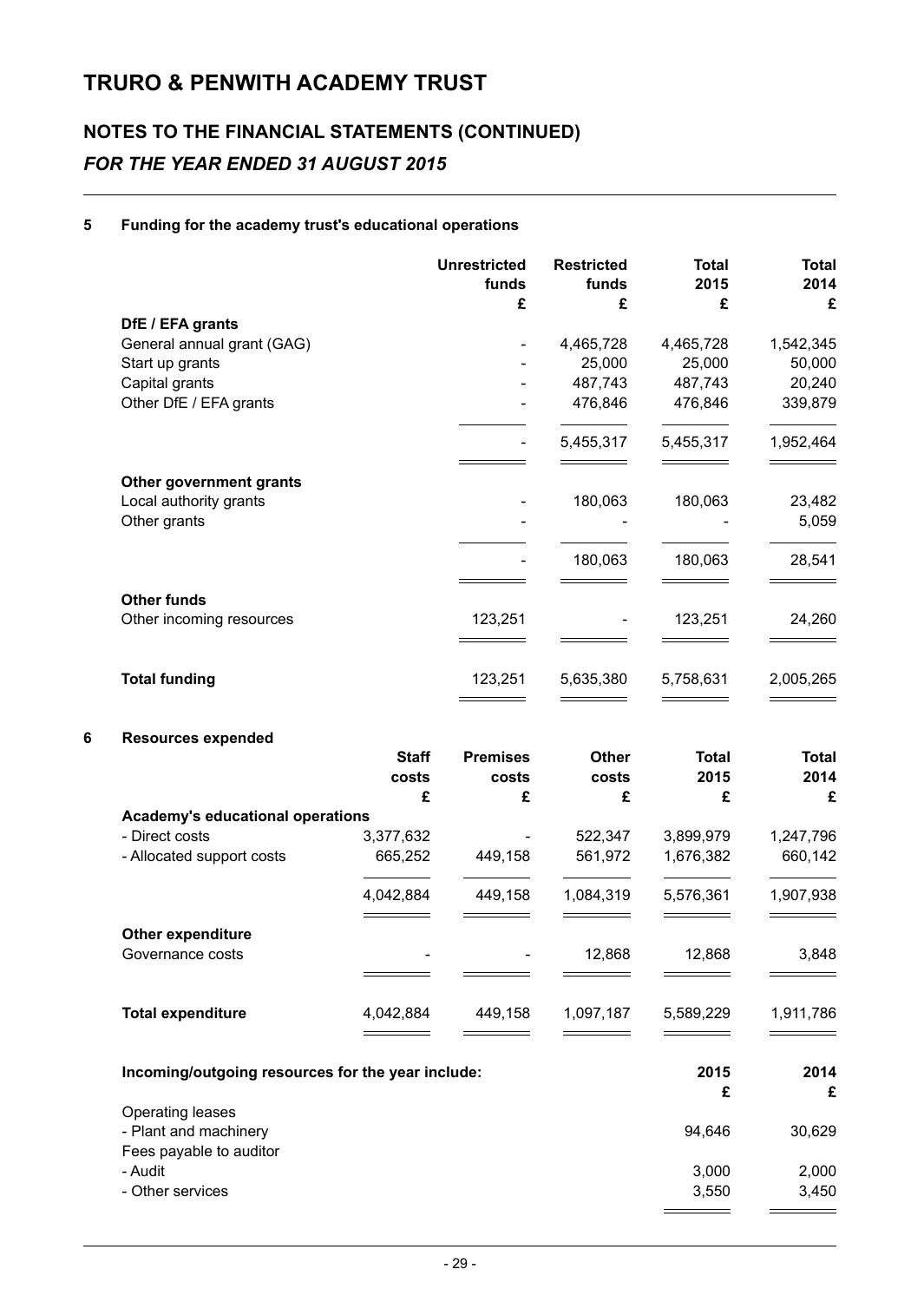# TRURO & PENWITH ACADEMY TRUST

## NOTES TO THE FINANCIAL STATEMENTS (CONTINUED)

### *FOR THE YEAR ENDED 31 AUGUST 2015*

#### 5 Funding for the academy trust's educational operations

| | Unrestricted funds | Restricted funds | Total 2015 | Total 2014 |
|---|---|---|---|---|
| | £ | £ | £ | £ |
| **DfE / EFA grants** | | | | |
| General annual grant (GAG) | - | 4,465,728 | 4,465,728 | 1,542,345 |
| Start up grants | - | 25,000 | 25,000 | 50,000 |
| Capital grants | - | 487,743 | 487,743 | 20,240 |
| Other DfE / EFA grants | - | 476,846 | 476,846 | 339,879 |
| | - | 5,455,317 | 5,455,317 | 1,952,464 |
| **Other government grants** | | | | |
| Local authority grants | - | 180,063 | 180,063 | 23,482 |
| Other grants | - | - | - | 5,059 |
| | - | 180,063 | 180,063 | 28,541 |
| **Other funds** | | | | |
| Other incoming resources | 123,251 | - | 123,251 | 24,260 |
| **Total funding** | 123,251 | 5,635,380 | 5,758,631 | 2,005,265 |

#### 6 Resources expended

| | Staff costs | Premises costs | Other costs | Total 2015 | Total 2014 |
|---|---|---|---|---|---|
| | £ | £ | £ | £ | £ |
| **Academy's educational operations** | | | | | |
| - Direct costs | 3,377,632 | - | 522,347 | 3,899,979 | 1,247,796 |
| - Allocated support costs | 665,252 | 449,158 | 561,972 | 1,676,382 | 660,142 |
| | 4,042,884 | 449,158 | 1,084,319 | 5,576,361 | 1,907,938 |
| **Other expenditure** | | | | | |
| Governance costs | - | - | 12,868 | 12,868 | 3,848 |
| **Total expenditure** | 4,042,884 | 449,158 | 1,097,187 | 5,589,229 | 1,911,786 |

| Incoming/outgoing resources for the year include: | 2015 | 2014 |
|---|---|---|
| | £ | £ |
| Operating leases | | |
| - Plant and machinery | 94,646 | 30,629 |
| Fees payable to auditor | | |
| - Audit | 3,000 | 2,000 |
| - Other services | 3,550 | 3,450 |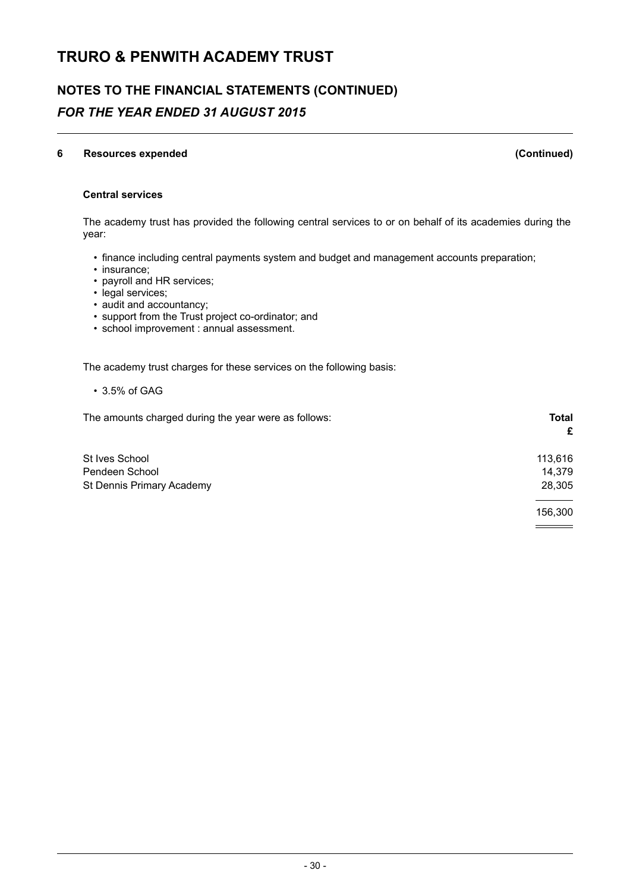# TRURO & PENWITH ACADEMY TRUST

## NOTES TO THE FINANCIAL STATEMENTS (CONTINUED)
### *FOR THE YEAR ENDED 31 AUGUST 2015*

**6 Resources expended (Continued)**

**Central services**

The academy trust has provided the following central services to or on behalf of its academies during the year:

- finance including central payments system and budget and management accounts preparation;
- insurance;
- payroll and HR services;
- legal services;
- audit and accountancy;
- support from the Trust project co-ordinator; and
- school improvement : annual assessment.

The academy trust charges for these services on the following basis:

- 3.5% of GAG

| The amounts charged during the year were as follows: | **Total** **£** |
|---|---|
| St Ives School | 113,616 |
| Pendeen School | 14,379 |
| St Dennis Primary Academy | 28,305 |
| | 156,300 |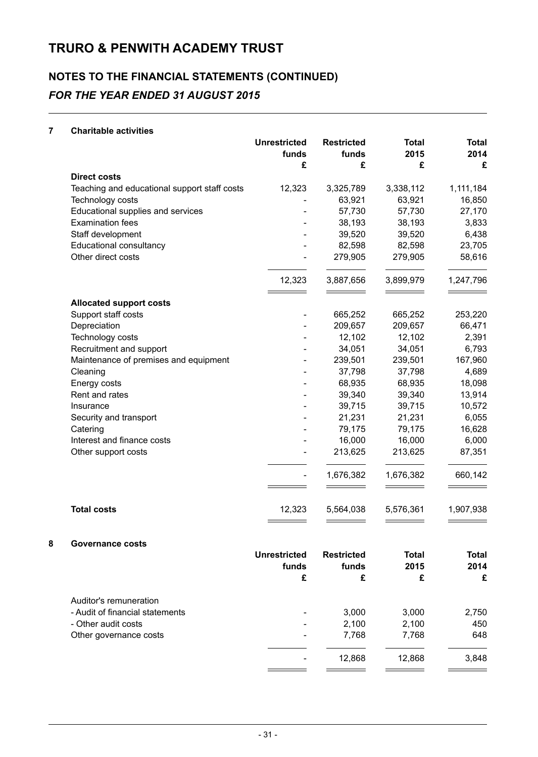# TRURO & PENWITH ACADEMY TRUST

## NOTES TO THE FINANCIAL STATEMENTS (CONTINUED)

### *FOR THE YEAR ENDED 31 AUGUST 2015*

### 7 Charitable activities

| | Unrestricted funds £ | Restricted funds £ | Total 2015 £ | Total 2014 £ |
|---|---|---|---|---|
| **Direct costs** | | | | |
| Teaching and educational support staff costs | 12,323 | 3,325,789 | 3,338,112 | 1,111,184 |
| Technology costs | - | 63,921 | 63,921 | 16,850 |
| Educational supplies and services | - | 57,730 | 57,730 | 27,170 |
| Examination fees | - | 38,193 | 38,193 | 3,833 |
| Staff development | - | 39,520 | 39,520 | 6,438 |
| Educational consultancy | - | 82,598 | 82,598 | 23,705 |
| Other direct costs | - | 279,905 | 279,905 | 58,616 |
| | 12,323 | 3,887,656 | 3,899,979 | 1,247,796 |
| **Allocated support costs** | | | | |
| Support staff costs | - | 665,252 | 665,252 | 253,220 |
| Depreciation | - | 209,657 | 209,657 | 66,471 |
| Technology costs | - | 12,102 | 12,102 | 2,391 |
| Recruitment and support | - | 34,051 | 34,051 | 6,793 |
| Maintenance of premises and equipment | - | 239,501 | 239,501 | 167,960 |
| Cleaning | - | 37,798 | 37,798 | 4,689 |
| Energy costs | - | 68,935 | 68,935 | 18,098 |
| Rent and rates | - | 39,340 | 39,340 | 13,914 |
| Insurance | - | 39,715 | 39,715 | 10,572 |
| Security and transport | - | 21,231 | 21,231 | 6,055 |
| Catering | - | 79,175 | 79,175 | 16,628 |
| Interest and finance costs | - | 16,000 | 16,000 | 6,000 |
| Other support costs | - | 213,625 | 213,625 | 87,351 |
| | - | 1,676,382 | 1,676,382 | 660,142 |
| **Total costs** | 12,323 | 5,564,038 | 5,576,361 | 1,907,938 |

### 8 Governance costs

| | Unrestricted funds £ | Restricted funds £ | Total 2015 £ | Total 2014 £ |
|---|---|---|---|---|
| Auditor's remuneration | | | | |
| - Audit of financial statements | - | 3,000 | 3,000 | 2,750 |
| - Other audit costs | - | 2,100 | 2,100 | 450 |
| Other governance costs | - | 7,768 | 7,768 | 648 |
| | - | 12,868 | 12,868 | 3,848 |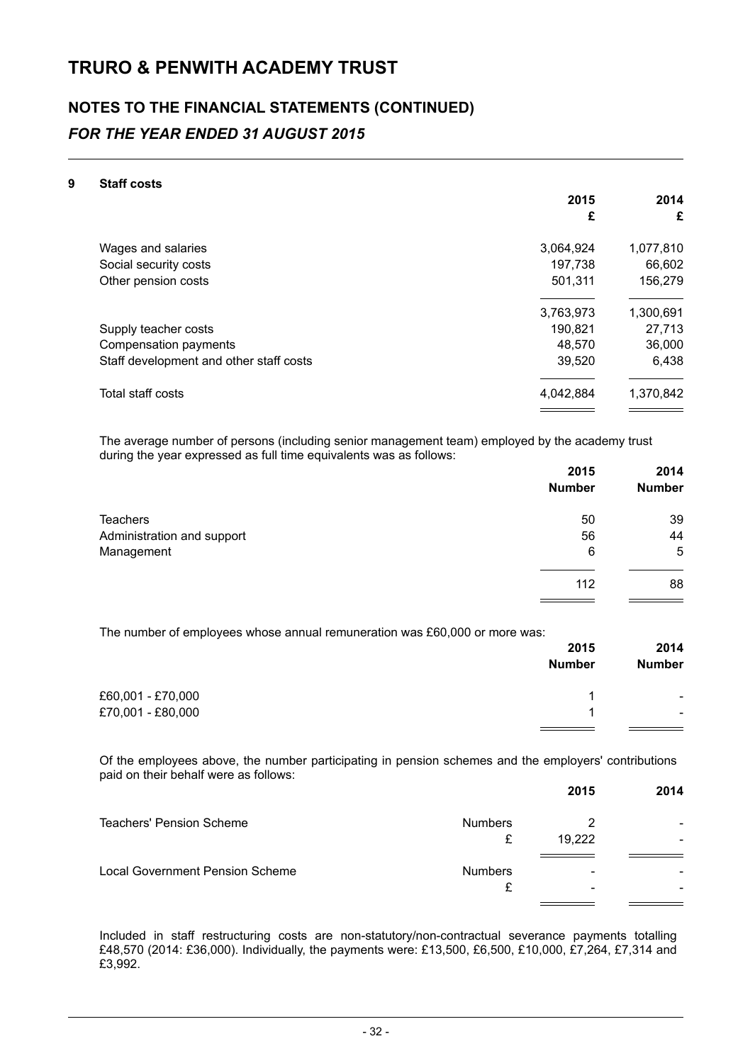# TRURO & PENWITH ACADEMY TRUST

## NOTES TO THE FINANCIAL STATEMENTS (CONTINUED)

### *FOR THE YEAR ENDED 31 AUGUST 2015*

**9 Staff costs**

| | 2015 £ | 2014 £ |
|---|---|---|
| Wages and salaries | 3,064,924 | 1,077,810 |
| Social security costs | 197,738 | 66,602 |
| Other pension costs | 501,311 | 156,279 |
| | 3,763,973 | 1,300,691 |
| Supply teacher costs | 190,821 | 27,713 |
| Compensation payments | 48,570 | 36,000 |
| Staff development and other staff costs | 39,520 | 6,438 |
| Total staff costs | 4,042,884 | 1,370,842 |

The average number of persons (including senior management team) employed by the academy trust during the year expressed as full time equivalents was as follows:

| | 2015 Number | 2014 Number |
|---|---|---|
| Teachers | 50 | 39 |
| Administration and support | 56 | 44 |
| Management | 6 | 5 |
| | 112 | 88 |

The number of employees whose annual remuneration was £60,000 or more was:

| | 2015 Number | 2014 Number |
|---|---|---|
| £60,001 - £70,000 | 1 | - |
| £70,001 - £80,000 | 1 | - |

Of the employees above, the number participating in pension schemes and the employers' contributions paid on their behalf were as follows:

| | | 2015 | 2014 |
|---|---|---|---|
| Teachers' Pension Scheme | Numbers | 2 | - |
| | £ | 19,222 | - |
| Local Government Pension Scheme | Numbers | - | - |
| | £ | - | - |

Included in staff restructuring costs are non-statutory/non-contractual severance payments totalling £48,570 (2014: £36,000). Individually, the payments were: £13,500, £6,500, £10,000, £7,264, £7,314 and £3,992.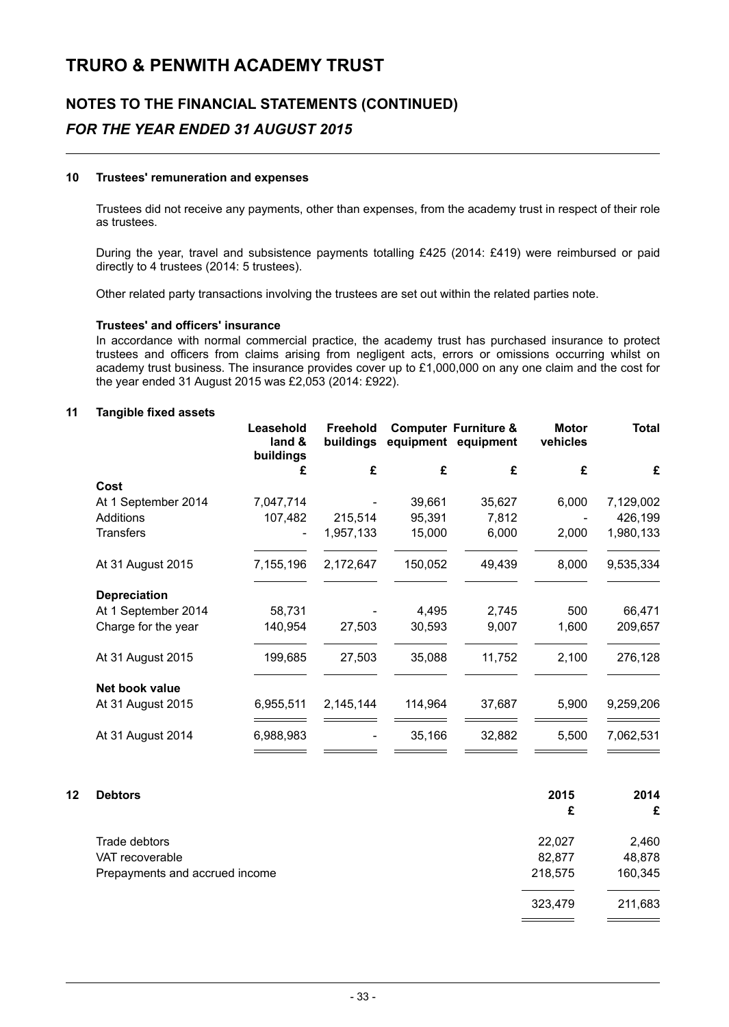# TRURO & PENWITH ACADEMY TRUST

## NOTES TO THE FINANCIAL STATEMENTS (CONTINUED)

### *FOR THE YEAR ENDED 31 AUGUST 2015*

#### 10 Trustees' remuneration and expenses

Trustees did not receive any payments, other than expenses, from the academy trust in respect of their role as trustees.

During the year, travel and subsistence payments totalling £425 (2014: £419) were reimbursed or paid directly to 4 trustees (2014: 5 trustees).

Other related party transactions involving the trustees are set out within the related parties note.

**Trustees' and officers' insurance**

In accordance with normal commercial practice, the academy trust has purchased insurance to protect trustees and officers from claims arising from negligent acts, errors or omissions occurring whilst on academy trust business. The insurance provides cover up to £1,000,000 on any one claim and the cost for the year ended 31 August 2015 was £2,053 (2014: £922).

#### 11 Tangible fixed assets

| | Leasehold land & buildings | Freehold buildings | Computer equipment | Furniture & equipment | Motor vehicles | Total |
|---|---|---|---|---|---|---|
| | £ | £ | £ | £ | £ | £ |
| **Cost** | | | | | | |
| At 1 September 2014 | 7,047,714 | - | 39,661 | 35,627 | 6,000 | 7,129,002 |
| Additions | 107,482 | 215,514 | 95,391 | 7,812 | - | 426,199 |
| Transfers | - | 1,957,133 | 15,000 | 6,000 | 2,000 | 1,980,133 |
| At 31 August 2015 | 7,155,196 | 2,172,647 | 150,052 | 49,439 | 8,000 | 9,535,334 |
| **Depreciation** | | | | | | |
| At 1 September 2014 | 58,731 | - | 4,495 | 2,745 | 500 | 66,471 |
| Charge for the year | 140,954 | 27,503 | 30,593 | 9,007 | 1,600 | 209,657 |
| At 31 August 2015 | 199,685 | 27,503 | 35,088 | 11,752 | 2,100 | 276,128 |
| **Net book value** | | | | | | |
| At 31 August 2015 | 6,955,511 | 2,145,144 | 114,964 | 37,687 | 5,900 | 9,259,206 |
| At 31 August 2014 | 6,988,983 | - | 35,166 | 32,882 | 5,500 | 7,062,531 |

#### 12 Debtors

| | 2015 | 2014 |
|---|---|---|
| | £ | £ |
| Trade debtors | 22,027 | 2,460 |
| VAT recoverable | 82,877 | 48,878 |
| Prepayments and accrued income | 218,575 | 160,345 |
| | 323,479 | 211,683 |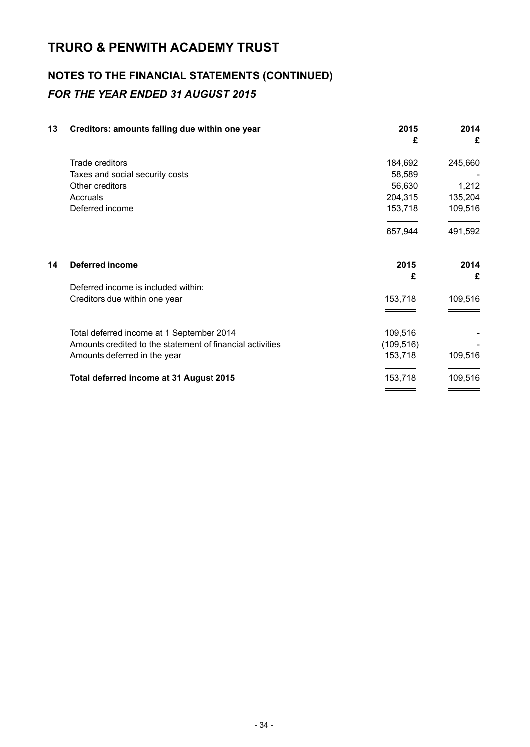# TRURO & PENWITH ACADEMY TRUST

## NOTES TO THE FINANCIAL STATEMENTS (CONTINUED)

### *FOR THE YEAR ENDED 31 AUGUST 2015*

| 13 | Creditors: amounts falling due within one year | 2015 £ | 2014 £ |
|---|---|---|---|
| | Trade creditors | 184,692 | 245,660 |
| | Taxes and social security costs | 58,589 | - |
| | Other creditors | 56,630 | 1,212 |
| | Accruals | 204,315 | 135,204 |
| | Deferred income | 153,718 | 109,516 |
| | | 657,944 | 491,592 |

| 14 | Deferred income | 2015 £ | 2014 £ |
|---|---|---|---|
| | Deferred income is included within: | | |
| | Creditors due within one year | 153,718 | 109,516 |
| | | | |
| | Total deferred income at 1 September 2014 | 109,516 | - |
| | Amounts credited to the statement of financial activities | (109,516) | - |
| | Amounts deferred in the year | 153,718 | 109,516 |
| | **Total deferred income at 31 August 2015** | 153,718 | 109,516 |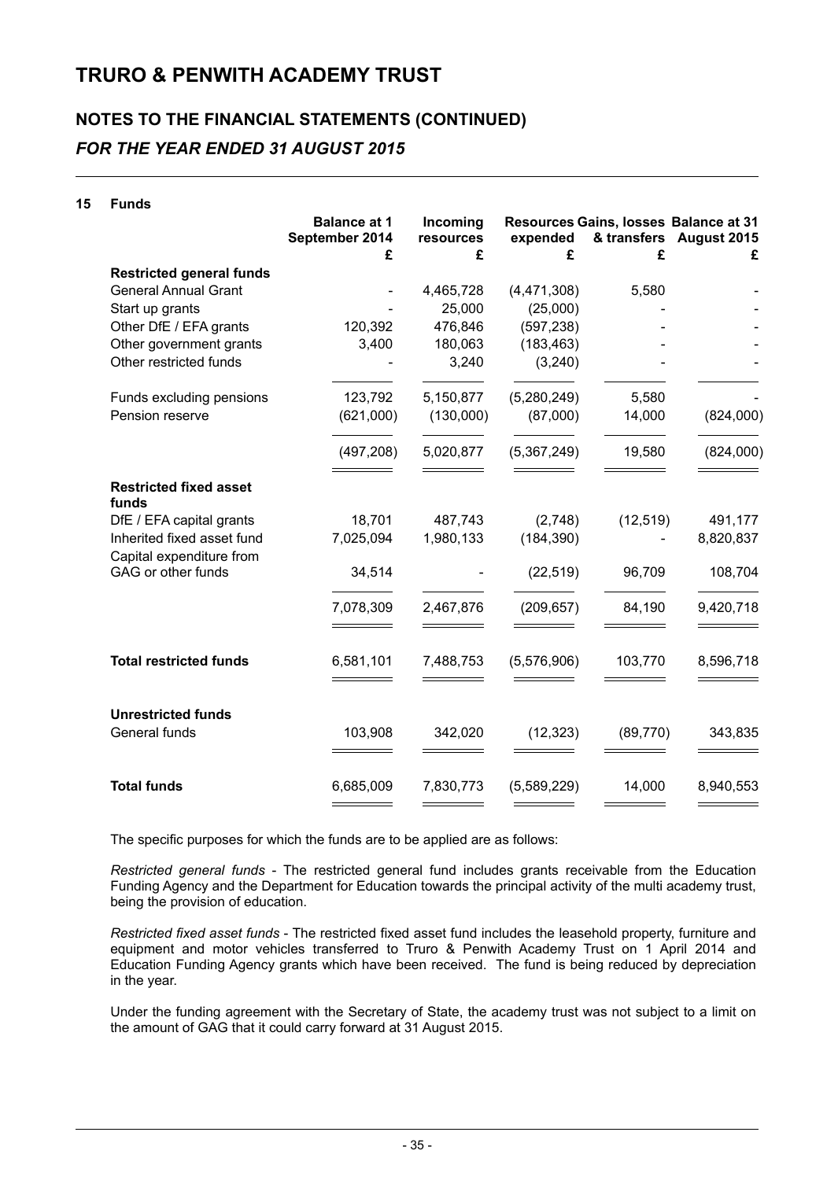# TRURO & PENWITH ACADEMY TRUST

## NOTES TO THE FINANCIAL STATEMENTS (CONTINUED)
### *FOR THE YEAR ENDED 31 AUGUST 2015*

**15 Funds**

| | Balance at 1 September 2014 | Incoming resources | Resources expended | Gains, losses & transfers | Balance at 31 August 2015 |
|---|---|---|---|---|---|
| | £ | £ | £ | £ | £ |
| **Restricted general funds** | | | | | |
| General Annual Grant | - | 4,465,728 | (4,471,308) | 5,580 | - |
| Start up grants | - | 25,000 | (25,000) | - | - |
| Other DfE / EFA grants | 120,392 | 476,846 | (597,238) | - | - |
| Other government grants | 3,400 | 180,063 | (183,463) | - | - |
| Other restricted funds | - | 3,240 | (3,240) | - | - |
| Funds excluding pensions | 123,792 | 5,150,877 | (5,280,249) | 5,580 | - |
| Pension reserve | (621,000) | (130,000) | (87,000) | 14,000 | (824,000) |
| | (497,208) | 5,020,877 | (5,367,249) | 19,580 | (824,000) |
| **Restricted fixed asset funds** | | | | | |
| DfE / EFA capital grants | 18,701 | 487,743 | (2,748) | (12,519) | 491,177 |
| Inherited fixed asset fund | 7,025,094 | 1,980,133 | (184,390) | - | 8,820,837 |
| Capital expenditure from GAG or other funds | 34,514 | - | (22,519) | 96,709 | 108,704 |
| | 7,078,309 | 2,467,876 | (209,657) | 84,190 | 9,420,718 |
| **Total restricted funds** | 6,581,101 | 7,488,753 | (5,576,906) | 103,770 | 8,596,718 |
| **Unrestricted funds** | | | | | |
| General funds | 103,908 | 342,020 | (12,323) | (89,770) | 343,835 |
| **Total funds** | 6,685,009 | 7,830,773 | (5,589,229) | 14,000 | 8,940,553 |

The specific purposes for which the funds are to be applied are as follows:

*Restricted general funds* - The restricted general fund includes grants receivable from the Education Funding Agency and the Department for Education towards the principal activity of the multi academy trust, being the provision of education.

*Restricted fixed asset funds* - The restricted fixed asset fund includes the leasehold property, furniture and equipment and motor vehicles transferred to Truro & Penwith Academy Trust on 1 April 2014 and Education Funding Agency grants which have been received. The fund is being reduced by depreciation in the year.

Under the funding agreement with the Secretary of State, the academy trust was not subject to a limit on the amount of GAG that it could carry forward at 31 August 2015.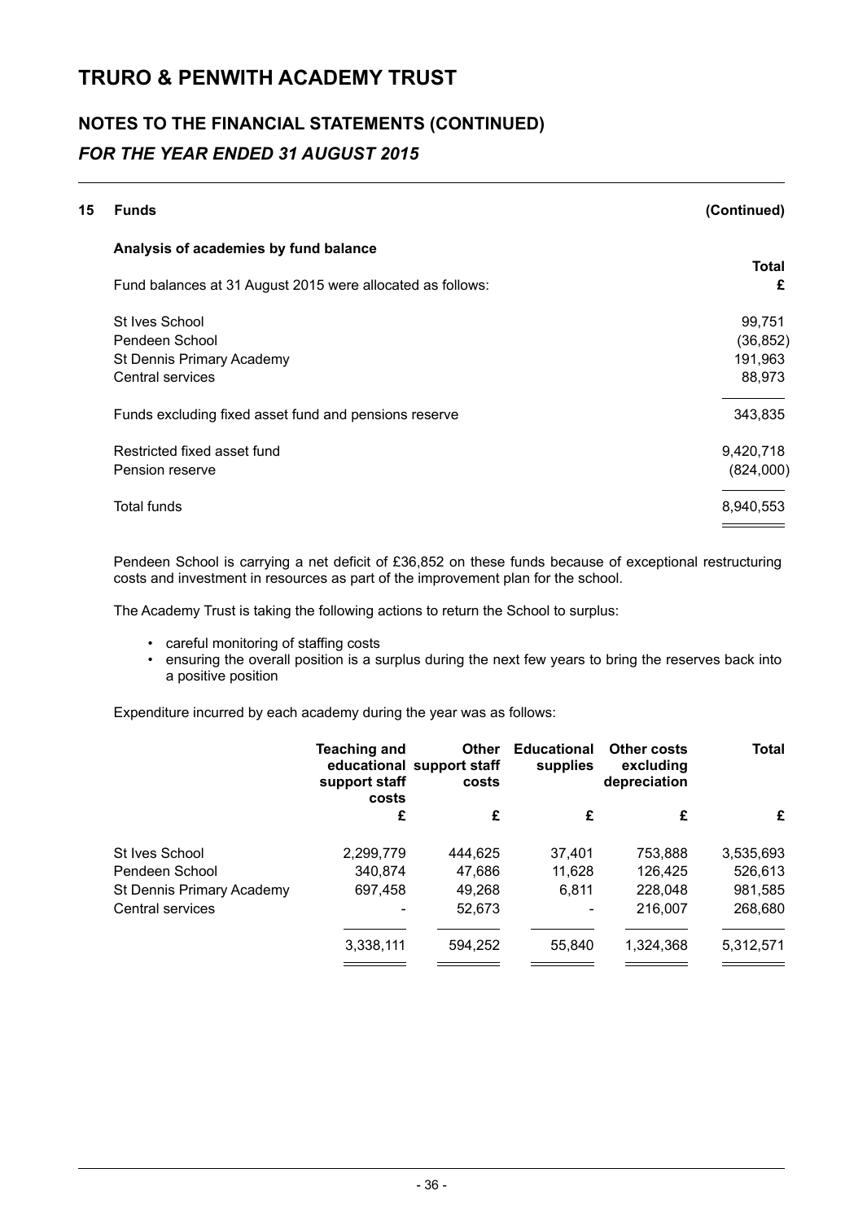## 15 Funds (Continued)

### Analysis of academies by fund balance

Fund balances at 31 August 2015 were allocated as follows:

| | Total £ |
|---|---|
| St Ives School | 99,751 |
| Pendeen School | (36,852) |
| St Dennis Primary Academy | 191,963 |
| Central services | 88,973 |
| Funds excluding fixed asset fund and pensions reserve | 343,835 |
| Restricted fixed asset fund | 9,420,718 |
| Pension reserve | (824,000) |
| Total funds | 8,940,553 |

Pendeen School is carrying a net deficit of £36,852 on these funds because of exceptional restructuring costs and investment in resources as part of the improvement plan for the school.

The Academy Trust is taking the following actions to return the School to surplus:

- careful monitoring of staffing costs
- ensuring the overall position is a surplus during the next few years to bring the reserves back into a positive position

Expenditure incurred by each academy during the year was as follows:

| | Teaching and educational support staff costs | Other support staff costs | Educational supplies | Other costs excluding depreciation | Total |
|---|---|---|---|---|---|
| | £ | £ | £ | £ | £ |
| St Ives School | 2,299,779 | 444,625 | 37,401 | 753,888 | 3,535,693 |
| Pendeen School | 340,874 | 47,686 | 11,628 | 126,425 | 526,613 |
| St Dennis Primary Academy | 697,458 | 49,268 | 6,811 | 228,048 | 981,585 |
| Central services | - | 52,673 | - | 216,007 | 268,680 |
| | 3,338,111 | 594,252 | 55,840 | 1,324,368 | 5,312,571 |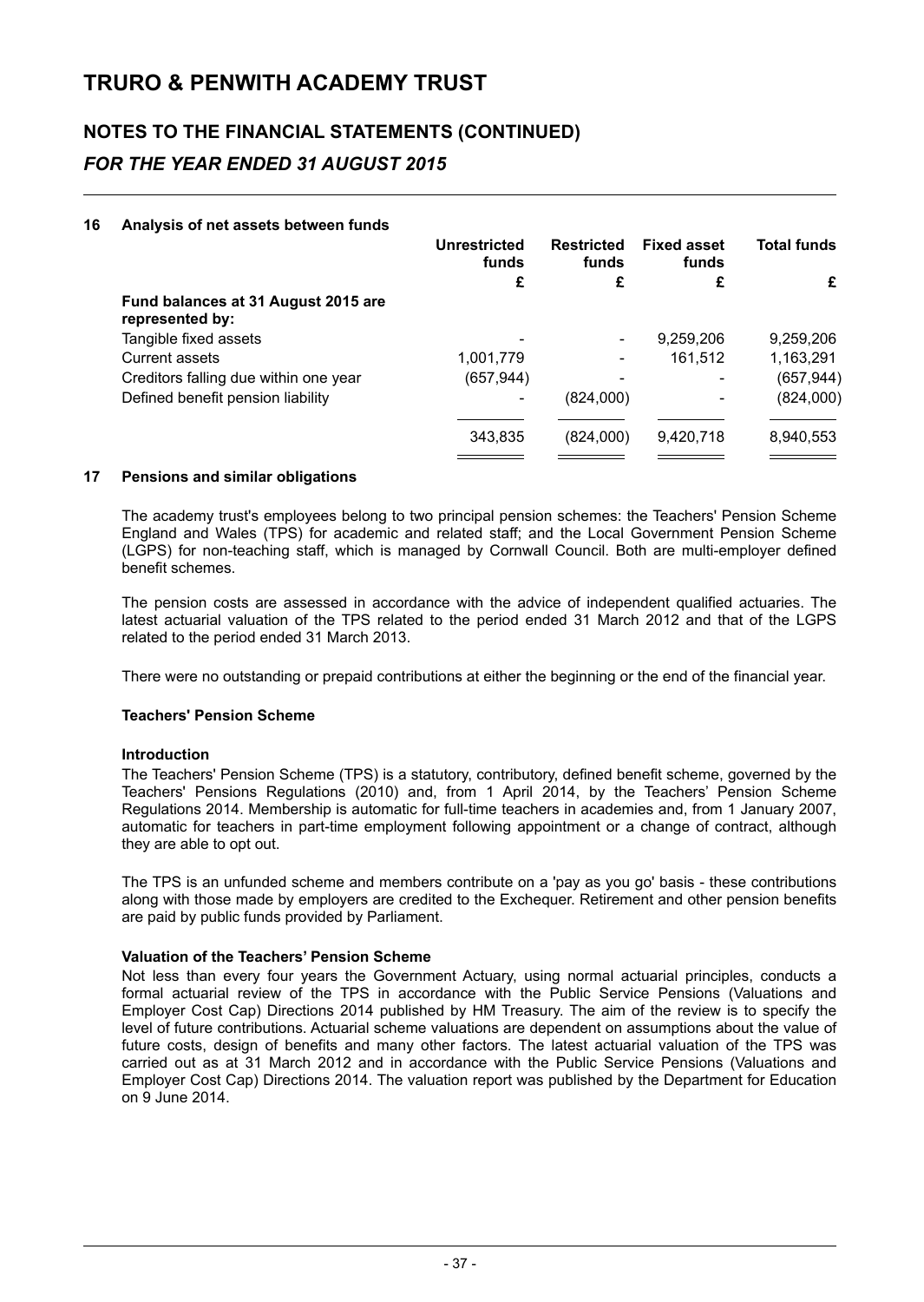## NOTES TO THE FINANCIAL STATEMENTS (CONTINUED)

### *FOR THE YEAR ENDED 31 AUGUST 2015*

### 16 Analysis of net assets between funds

| | Unrestricted funds | Restricted funds | Fixed asset funds | Total funds |
|---|---|---|---|---|
| | £ | £ | £ | £ |
| **Fund balances at 31 August 2015 are represented by:** | | | | |
| Tangible fixed assets | - | - | 9,259,206 | 9,259,206 |
| Current assets | 1,001,779 | - | 161,512 | 1,163,291 |
| Creditors falling due within one year | (657,944) | - | - | (657,944) |
| Defined benefit pension liability | - | (824,000) | - | (824,000) |
| | 343,835 | (824,000) | 9,420,718 | 8,940,553 |

### 17 Pensions and similar obligations

The academy trust's employees belong to two principal pension schemes: the Teachers' Pension Scheme England and Wales (TPS) for academic and related staff; and the Local Government Pension Scheme (LGPS) for non-teaching staff, which is managed by Cornwall Council. Both are multi-employer defined benefit schemes.

The pension costs are assessed in accordance with the advice of independent qualified actuaries. The latest actuarial valuation of the TPS related to the period ended 31 March 2012 and that of the LGPS related to the period ended 31 March 2013.

There were no outstanding or prepaid contributions at either the beginning or the end of the financial year.

**Teachers' Pension Scheme**

**Introduction**

The Teachers' Pension Scheme (TPS) is a statutory, contributory, defined benefit scheme, governed by the Teachers' Pensions Regulations (2010) and, from 1 April 2014, by the Teachers' Pension Scheme Regulations 2014. Membership is automatic for full-time teachers in academies and, from 1 January 2007, automatic for teachers in part-time employment following appointment or a change of contract, although they are able to opt out.

The TPS is an unfunded scheme and members contribute on a 'pay as you go' basis - these contributions along with those made by employers are credited to the Exchequer. Retirement and other pension benefits are paid by public funds provided by Parliament.

**Valuation of the Teachers' Pension Scheme**

Not less than every four years the Government Actuary, using normal actuarial principles, conducts a formal actuarial review of the TPS in accordance with the Public Service Pensions (Valuations and Employer Cost Cap) Directions 2014 published by HM Treasury. The aim of the review is to specify the level of future contributions. Actuarial scheme valuations are dependent on assumptions about the value of future costs, design of benefits and many other factors. The latest actuarial valuation of the TPS was carried out as at 31 March 2012 and in accordance with the Public Service Pensions (Valuations and Employer Cost Cap) Directions 2014. The valuation report was published by the Department for Education on 9 June 2014.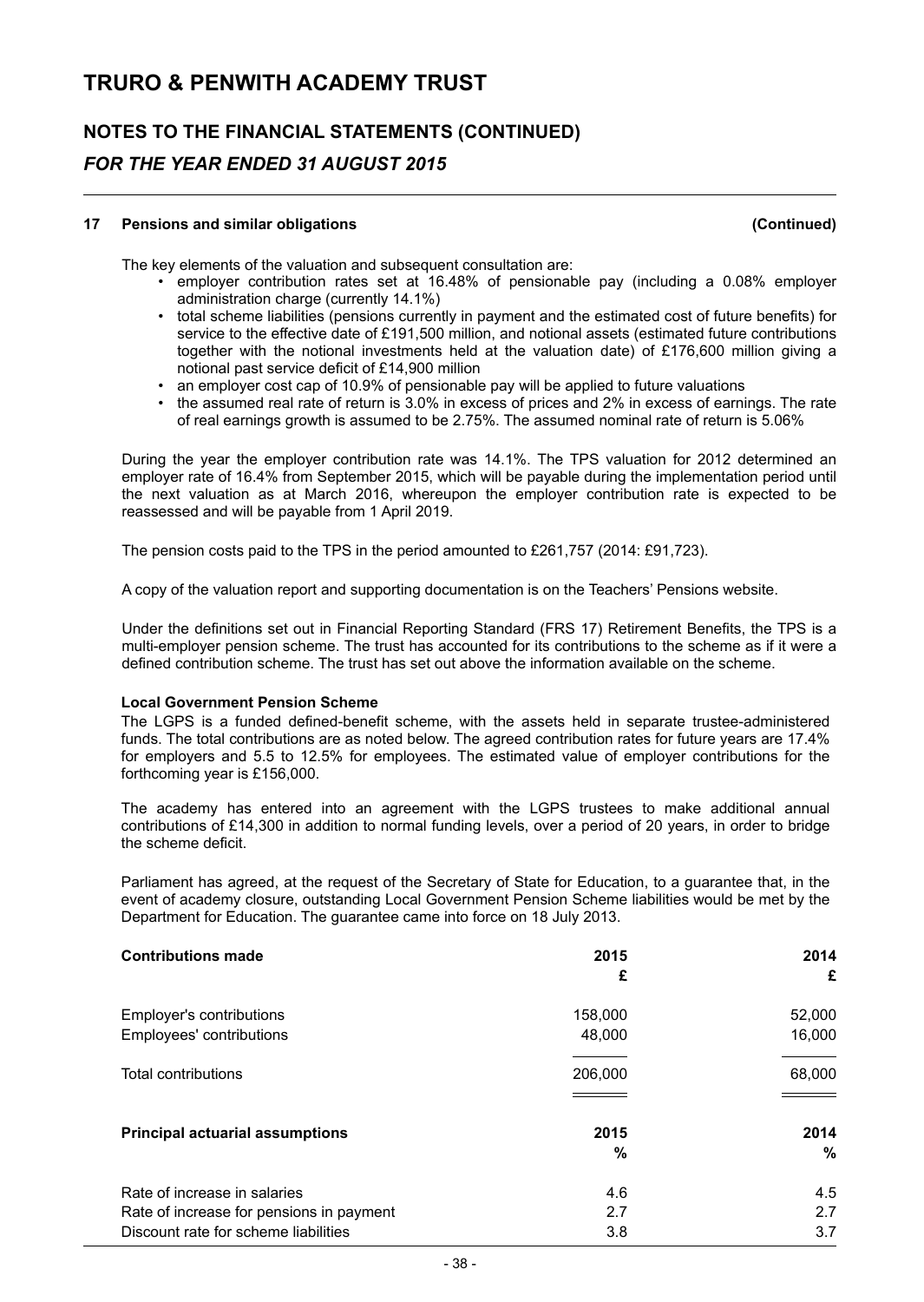## 17 Pensions and similar obligations (Continued)

The key elements of the valuation and subsequent consultation are:

- employer contribution rates set at 16.48% of pensionable pay (including a 0.08% employer administration charge (currently 14.1%)
- total scheme liabilities (pensions currently in payment and the estimated cost of future benefits) for service to the effective date of £191,500 million, and notional assets (estimated future contributions together with the notional investments held at the valuation date) of £176,600 million giving a notional past service deficit of £14,900 million
- an employer cost cap of 10.9% of pensionable pay will be applied to future valuations
- the assumed real rate of return is 3.0% in excess of prices and 2% in excess of earnings. The rate of real earnings growth is assumed to be 2.75%. The assumed nominal rate of return is 5.06%

During the year the employer contribution rate was 14.1%. The TPS valuation for 2012 determined an employer rate of 16.4% from September 2015, which will be payable during the implementation period until the next valuation as at March 2016, whereupon the employer contribution rate is expected to be reassessed and will be payable from 1 April 2019.

The pension costs paid to the TPS in the period amounted to £261,757 (2014: £91,723).

A copy of the valuation report and supporting documentation is on the Teachers' Pensions website.

Under the definitions set out in Financial Reporting Standard (FRS 17) Retirement Benefits, the TPS is a multi-employer pension scheme. The trust has accounted for its contributions to the scheme as if it were a defined contribution scheme. The trust has set out above the information available on the scheme.

**Local Government Pension Scheme**

The LGPS is a funded defined-benefit scheme, with the assets held in separate trustee-administered funds. The total contributions are as noted below. The agreed contribution rates for future years are 17.4% for employers and 5.5 to 12.5% for employees. The estimated value of employer contributions for the forthcoming year is £156,000.

The academy has entered into an agreement with the LGPS trustees to make additional annual contributions of £14,300 in addition to normal funding levels, over a period of 20 years, in order to bridge the scheme deficit.

Parliament has agreed, at the request of the Secretary of State for Education, to a guarantee that, in the event of academy closure, outstanding Local Government Pension Scheme liabilities would be met by the Department for Education. The guarantee came into force on 18 July 2013.

| **Contributions made** | **2015** | **2014** |
|---|---|---|
| | **£** | **£** |
| Employer's contributions | 158,000 | 52,000 |
| Employees' contributions | 48,000 | 16,000 |
| Total contributions | 206,000 | 68,000 |

| **Principal actuarial assumptions** | **2015** | **2014** |
|---|---|---|
| | **%** | **%** |
| Rate of increase in salaries | 4.6 | 4.5 |
| Rate of increase for pensions in payment | 2.7 | 2.7 |
| Discount rate for scheme liabilities | 3.8 | 3.7 |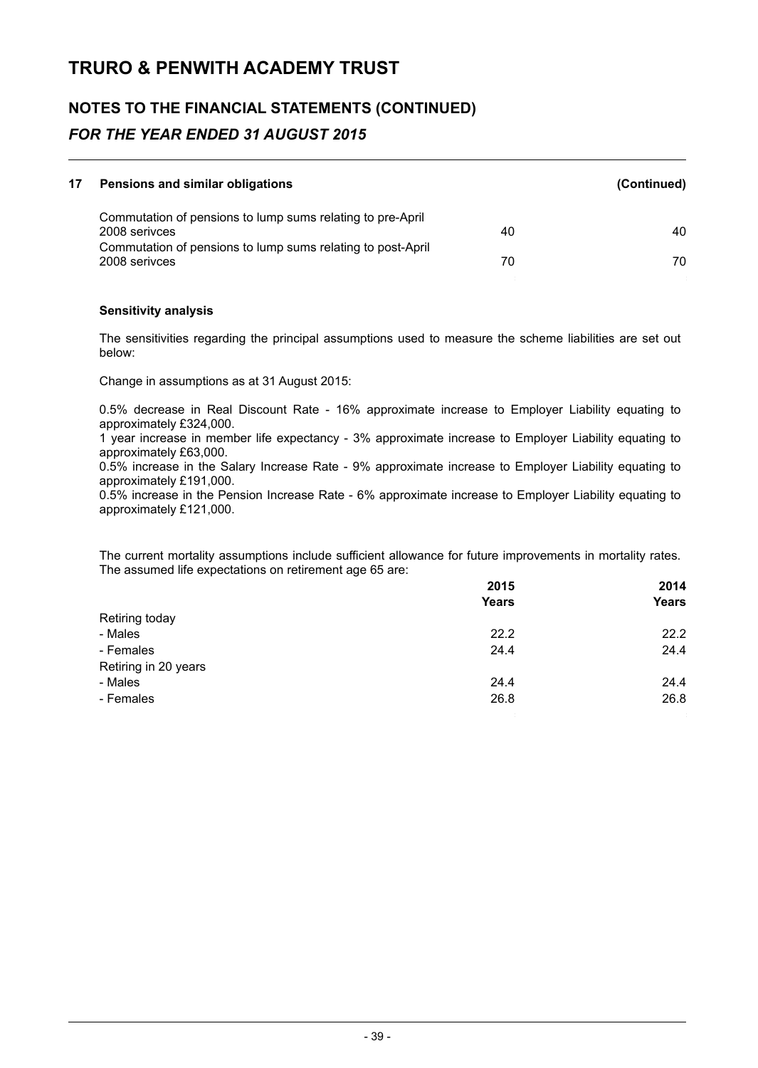# TRURO & PENWITH ACADEMY TRUST

## NOTES TO THE FINANCIAL STATEMENTS (CONTINUED)

### *FOR THE YEAR ENDED 31 AUGUST 2015*

**17 Pensions and similar obligations (Continued)**

| | | |
|---|---|---|
| Commutation of pensions to lump sums relating to pre-April 2008 serivces | 40 | 40 |
| Commutation of pensions to lump sums relating to post-April 2008 serivces | 70 | 70 |

**Sensitivity analysis**

The sensitivities regarding the principal assumptions used to measure the scheme liabilities are set out below:

Change in assumptions as at 31 August 2015:

0.5% decrease in Real Discount Rate - 16% approximate increase to Employer Liability equating to approximately £324,000.
1 year increase in member life expectancy - 3% approximate increase to Employer Liability equating to approximately £63,000.
0.5% increase in the Salary Increase Rate - 9% approximate increase to Employer Liability equating to approximately £191,000.
0.5% increase in the Pension Increase Rate - 6% approximate increase to Employer Liability equating to approximately £121,000.

The current mortality assumptions include sufficient allowance for future improvements in mortality rates. The assumed life expectations on retirement age 65 are:

| | 2015 Years | 2014 Years |
|---|---|---|
| Retiring today | | |
| - Males | 22.2 | 22.2 |
| - Females | 24.4 | 24.4 |
| Retiring in 20 years | | |
| - Males | 24.4 | 24.4 |
| - Females | 26.8 | 26.8 |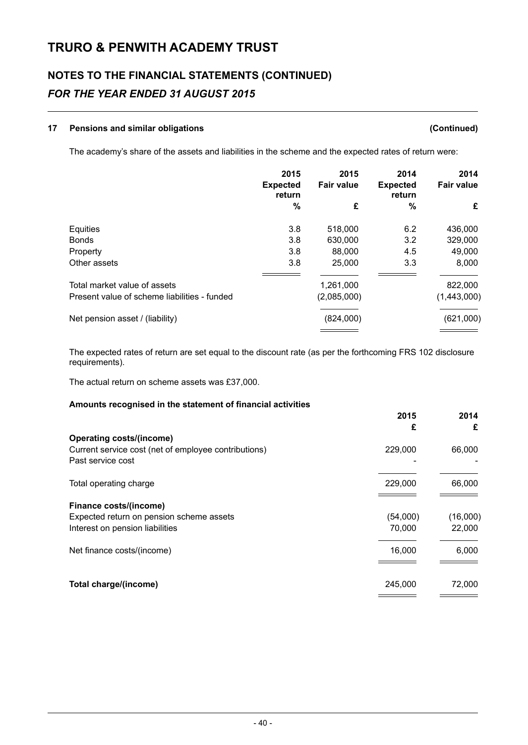# TRURO & PENWITH ACADEMY TRUST

## NOTES TO THE FINANCIAL STATEMENTS (CONTINUED)

### *FOR THE YEAR ENDED 31 AUGUST 2015*

### 17 Pensions and similar obligations (Continued)

The academy's share of the assets and liabilities in the scheme and the expected rates of return were:

| | 2015 Expected return % | 2015 Fair value £ | 2014 Expected return % | 2014 Fair value £ |
|---|---|---|---|---|
| Equities | 3.8 | 518,000 | 6.2 | 436,000 |
| Bonds | 3.8 | 630,000 | 3.2 | 329,000 |
| Property | 3.8 | 88,000 | 4.5 | 49,000 |
| Other assets | 3.8 | 25,000 | 3.3 | 8,000 |
| Total market value of assets | | 1,261,000 | | 822,000 |
| Present value of scheme liabilities - funded | | (2,085,000) | | (1,443,000) |
| Net pension asset / (liability) | | (824,000) | | (621,000) |

The expected rates of return are set equal to the discount rate (as per the forthcoming FRS 102 disclosure requirements).

The actual return on scheme assets was £37,000.

**Amounts recognised in the statement of financial activities**

| | 2015 £ | 2014 £ |
|---|---|---|
| **Operating costs/(income)** | | |
| Current service cost (net of employee contributions) | 229,000 | 66,000 |
| Past service cost | - | - |
| Total operating charge | 229,000 | 66,000 |
| **Finance costs/(income)** | | |
| Expected return on pension scheme assets | (54,000) | (16,000) |
| Interest on pension liabilities | 70,000 | 22,000 |
| Net finance costs/(income) | 16,000 | 6,000 |
| **Total charge/(income)** | 245,000 | 72,000 |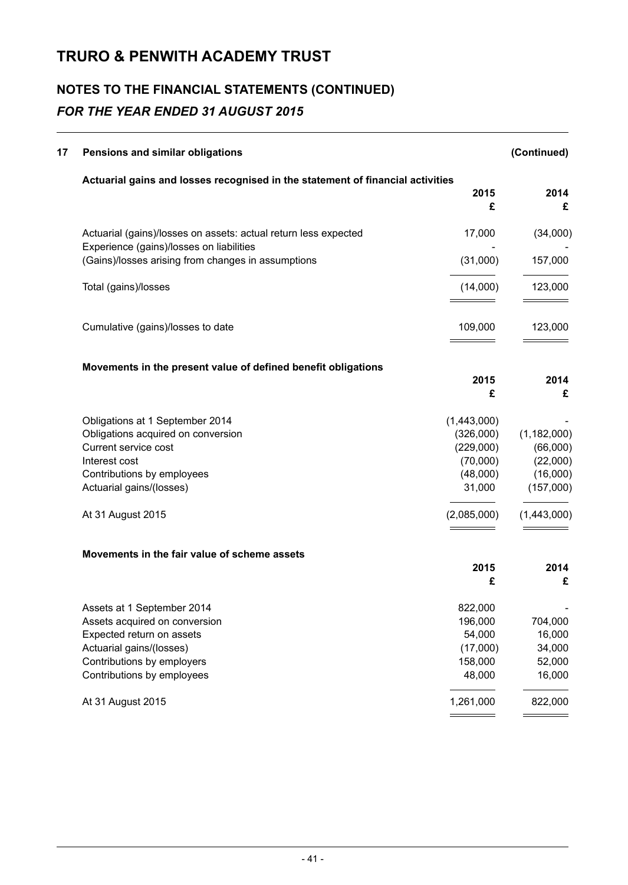# TRURO & PENWITH ACADEMY TRUST

## NOTES TO THE FINANCIAL STATEMENTS (CONTINUED)

### *FOR THE YEAR ENDED 31 AUGUST 2015*

**17 Pensions and similar obligations (Continued)**

**Actuarial gains and losses recognised in the statement of financial activities**

| | 2015 £ | 2014 £ |
|---|---|---|
| Actuarial (gains)/losses on assets: actual return less expected | 17,000 | (34,000) |
| Experience (gains)/losses on liabilities | - | - |
| (Gains)/losses arising from changes in assumptions | (31,000) | 157,000 |
| Total (gains)/losses | (14,000) | 123,000 |
| Cumulative (gains)/losses to date | 109,000 | 123,000 |

**Movements in the present value of defined benefit obligations**

| | 2015 £ | 2014 £ |
|---|---|---|
| Obligations at 1 September 2014 | (1,443,000) | - |
| Obligations acquired on conversion | (326,000) | (1,182,000) |
| Current service cost | (229,000) | (66,000) |
| Interest cost | (70,000) | (22,000) |
| Contributions by employees | (48,000) | (16,000) |
| Actuarial gains/(losses) | 31,000 | (157,000) |
| At 31 August 2015 | (2,085,000) | (1,443,000) |

**Movements in the fair value of scheme assets**

| | 2015 £ | 2014 £ |
|---|---|---|
| Assets at 1 September 2014 | 822,000 | - |
| Assets acquired on conversion | 196,000 | 704,000 |
| Expected return on assets | 54,000 | 16,000 |
| Actuarial gains/(losses) | (17,000) | 34,000 |
| Contributions by employers | 158,000 | 52,000 |
| Contributions by employees | 48,000 | 16,000 |
| At 31 August 2015 | 1,261,000 | 822,000 |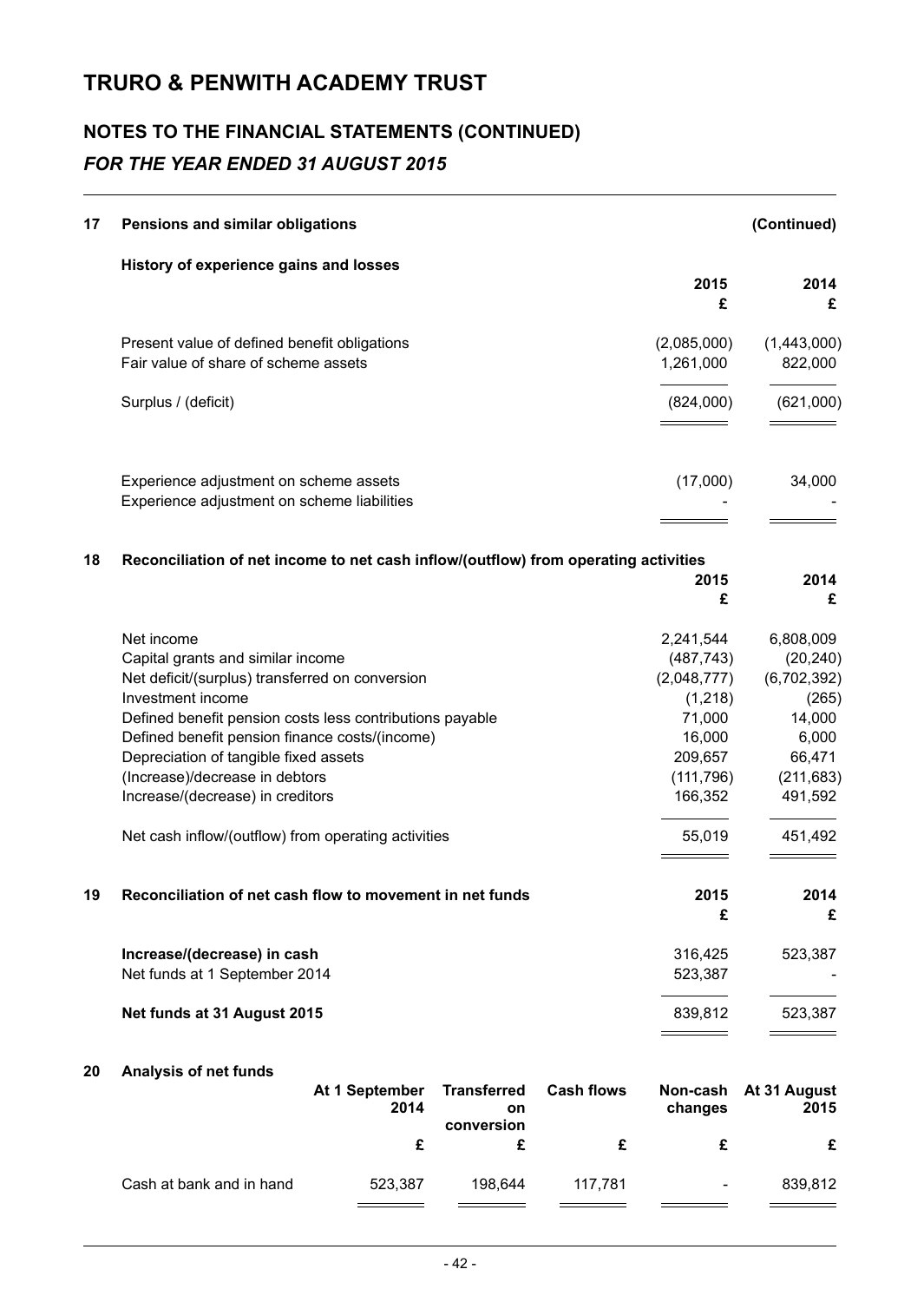# TRURO & PENWITH ACADEMY TRUST

## NOTES TO THE FINANCIAL STATEMENTS (CONTINUED)

### *FOR THE YEAR ENDED 31 AUGUST 2015*

**17 Pensions and similar obligations (Continued)**

**History of experience gains and losses**

| | 2015 £ | 2014 £ |
|---|---|---|
| Present value of defined benefit obligations | (2,085,000) | (1,443,000) |
| Fair value of share of scheme assets | 1,261,000 | 822,000 |
| Surplus / (deficit) | (824,000) | (621,000) |
| | | |
| Experience adjustment on scheme assets | (17,000) | 34,000 |
| Experience adjustment on scheme liabilities | - | - |

**18 Reconciliation of net income to net cash inflow/(outflow) from operating activities**

| | 2015 £ | 2014 £ |
|---|---|---|
| Net income | 2,241,544 | 6,808,009 |
| Capital grants and similar income | (487,743) | (20,240) |
| Net deficit/(surplus) transferred on conversion | (2,048,777) | (6,702,392) |
| Investment income | (1,218) | (265) |
| Defined benefit pension costs less contributions payable | 71,000 | 14,000 |
| Defined benefit pension finance costs/(income) | 16,000 | 6,000 |
| Depreciation of tangible fixed assets | 209,657 | 66,471 |
| (Increase)/decrease in debtors | (111,796) | (211,683) |
| Increase/(decrease) in creditors | 166,352 | 491,592 |
| Net cash inflow/(outflow) from operating activities | 55,019 | 451,492 |

**19 Reconciliation of net cash flow to movement in net funds**

| | 2015 £ | 2014 £ |
|---|---|---|
| **Increase/(decrease) in cash** | 316,425 | 523,387 |
| Net funds at 1 September 2014 | 523,387 | - |
| **Net funds at 31 August 2015** | 839,812 | 523,387 |

**20 Analysis of net funds**

| | At 1 September 2014 £ | Transferred on conversion £ | Cash flows £ | Non-cash changes £ | At 31 August 2015 £ |
|---|---|---|---|---|---|
| Cash at bank and in hand | 523,387 | 198,644 | 117,781 | - | 839,812 |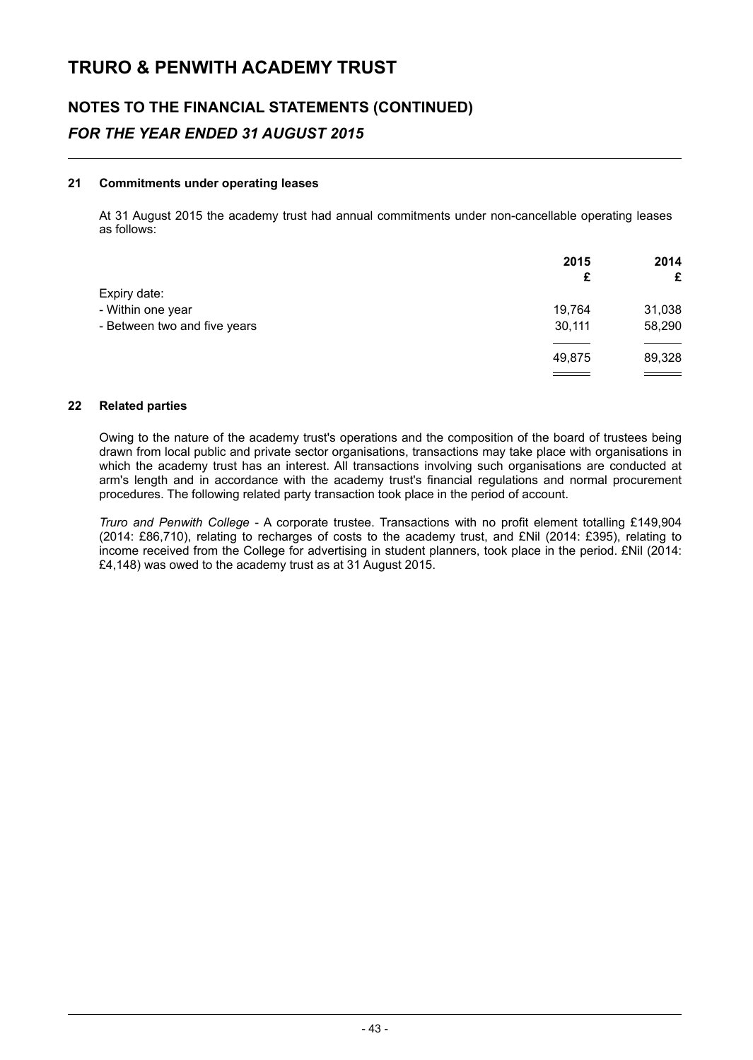# TRURO & PENWITH ACADEMY TRUST

## NOTES TO THE FINANCIAL STATEMENTS (CONTINUED)

### *FOR THE YEAR ENDED 31 AUGUST 2015*

#### 21 Commitments under operating leases

At 31 August 2015 the academy trust had annual commitments under non-cancellable operating leases as follows:

| | 2015 £ | 2014 £ |
|---|---|---|
| Expiry date: | | |
| - Within one year | 19,764 | 31,038 |
| - Between two and five years | 30,111 | 58,290 |
| | 49,875 | 89,328 |

#### 22 Related parties

Owing to the nature of the academy trust's operations and the composition of the board of trustees being drawn from local public and private sector organisations, transactions may take place with organisations in which the academy trust has an interest. All transactions involving such organisations are conducted at arm's length and in accordance with the academy trust's financial regulations and normal procurement procedures. The following related party transaction took place in the period of account.

*Truro and Penwith College* - A corporate trustee. Transactions with no profit element totalling £149,904 (2014: £86,710), relating to recharges of costs to the academy trust, and £Nil (2014: £395), relating to income received from the College for advertising in student planners, took place in the period. £Nil (2014: £4,148) was owed to the academy trust as at 31 August 2015.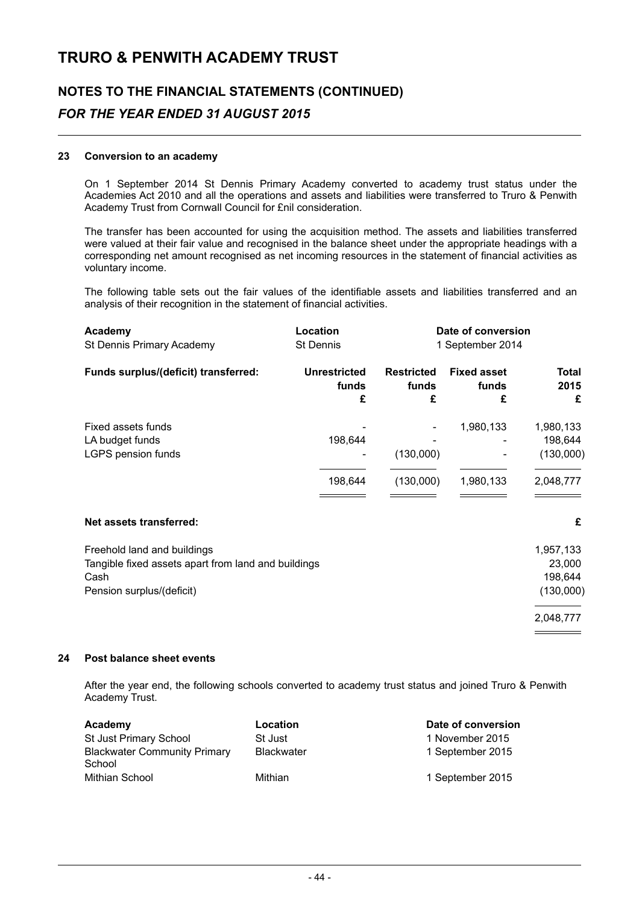# TRURO & PENWITH ACADEMY TRUST

## NOTES TO THE FINANCIAL STATEMENTS (CONTINUED)

### *FOR THE YEAR ENDED 31 AUGUST 2015*

#### 23 Conversion to an academy

On 1 September 2014 St Dennis Primary Academy converted to academy trust status under the Academies Act 2010 and all the operations and assets and liabilities were transferred to Truro & Penwith Academy Trust from Cornwall Council for £nil consideration.

The transfer has been accounted for using the acquisition method. The assets and liabilities transferred were valued at their fair value and recognised in the balance sheet under the appropriate headings with a corresponding net amount recognised as net incoming resources in the statement of financial activities as voluntary income.

The following table sets out the fair values of the identifiable assets and liabilities transferred and an analysis of their recognition in the statement of financial activities.

| **Academy** | **Location** | **Date of conversion** |
|---|---|---|
| St Dennis Primary Academy | St Dennis | 1 September 2014 |

| **Funds surplus/(deficit) transferred:** | **Unrestricted funds £** | **Restricted funds £** | **Fixed asset funds £** | **Total 2015 £** |
|---|---|---|---|---|
| Fixed assets funds | - | - | 1,980,133 | 1,980,133 |
| LA budget funds | 198,644 | - | - | 198,644 |
| LGPS pension funds | - | (130,000) | - | (130,000) |
| | 198,644 | (130,000) | 1,980,133 | 2,048,777 |

| **Net assets transferred:** | **£** |
|---|---|
| Freehold land and buildings | 1,957,133 |
| Tangible fixed assets apart from land and buildings | 23,000 |
| Cash | 198,644 |
| Pension surplus/(deficit) | (130,000) |
| | 2,048,777 |

#### 24 Post balance sheet events

After the year end, the following schools converted to academy trust status and joined Truro & Penwith Academy Trust.

| **Academy** | **Location** | **Date of conversion** |
|---|---|---|
| St Just Primary School | St Just | 1 November 2015 |
| Blackwater Community Primary School | Blackwater | 1 September 2015 |
| Mithian School | Mithian | 1 September 2015 |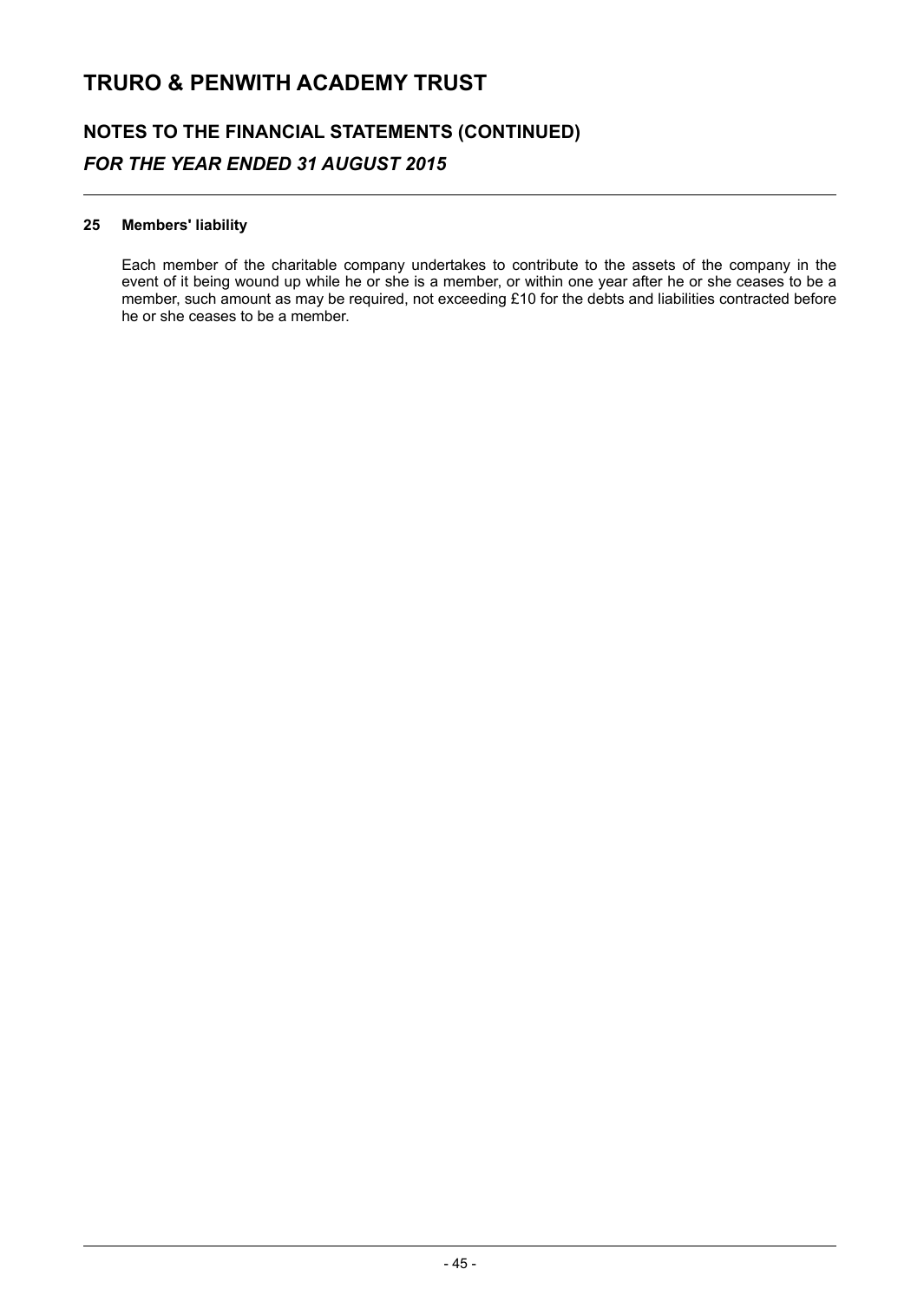# TRURO & PENWITH ACADEMY TRUST

## NOTES TO THE FINANCIAL STATEMENTS (CONTINUED)

### *FOR THE YEAR ENDED 31 AUGUST 2015*

**25 Members' liability**

Each member of the charitable company undertakes to contribute to the assets of the company in the event of it being wound up while he or she is a member, or within one year after he or she ceases to be a member, such amount as may be required, not exceeding £10 for the debts and liabilities contracted before he or she ceases to be a member.